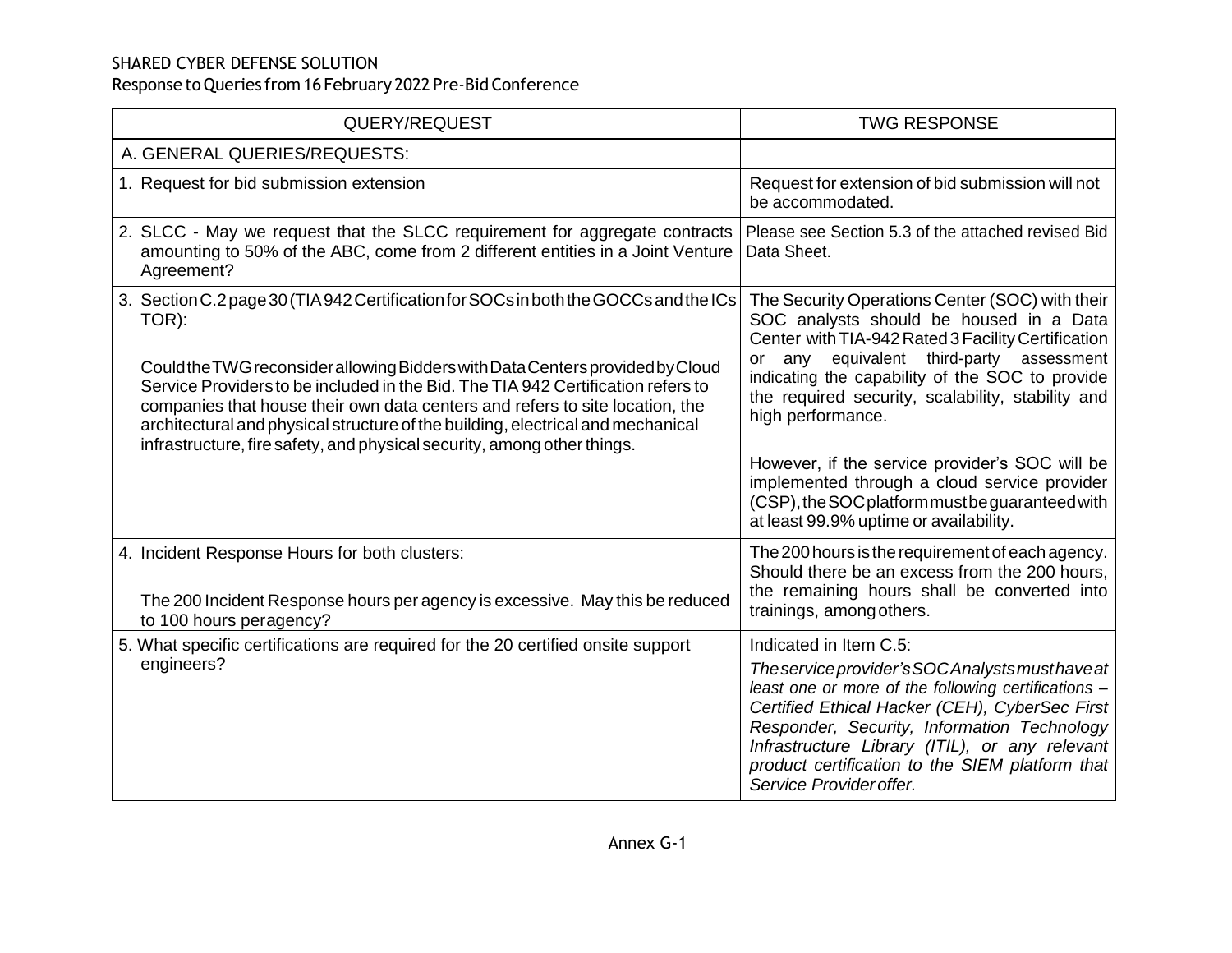SHARED CYBER DEFENSE SOLUTION

Response to Queries from 16 February 2022 Pre-Bid Conference

| QUERY/REQUEST | TWG RESPONSE |
|---|---|
| A. GENERAL QUERIES/REQUESTS: | |
| 1. Request for bid submission extension | Request for extension of bid submission will not be accommodated. |
| 2. SLCC - May we request that the SLCC requirement for aggregate contracts amounting to 50% of the ABC, come from 2 different entities in a Joint Venture Agreement? | Please see Section 5.3 of the attached revised Bid Data Sheet. |
| 3. Section C.2 page 30 (TIA 942 Certification for SOCs in both the GOCCs and the ICs TOR):<br><br>Could the TWG reconsider allowing Bidders with Data Centers provided by Cloud Service Providers to be included in the Bid. The TIA 942 Certification refers to companies that house their own data centers and refers to site location, the architectural and physical structure of the building, electrical and mechanical infrastructure, fire safety, and physical security, among other things. | The Security Operations Center (SOC) with their SOC analysts should be housed in a Data Center with TIA-942 Rated 3 Facility Certification or any equivalent third-party assessment indicating the capability of the SOC to provide the required security, scalability, stability and high performance.<br><br>However, if the service provider's SOC will be implemented through a cloud service provider (CSP), the SOC platform must be guaranteed with at least 99.9% uptime or availability. |
| 4. Incident Response Hours for both clusters:<br><br>The 200 Incident Response hours per agency is excessive. May this be reduced to 100 hours per agency? | The 200 hours is the requirement of each agency. Should there be an excess from the 200 hours, the remaining hours shall be converted into trainings, among others. |
| 5. What specific certifications are required for the 20 certified onsite support engineers? | Indicated in Item C.5:<br>*The service provider's SOC Analysts must have at least one or more of the following certifications – Certified Ethical Hacker (CEH), CyberSec First Responder, Security, Information Technology Infrastructure Library (ITIL), or any relevant product certification to the SIEM platform that Service Provider offer.* |

Annex G-1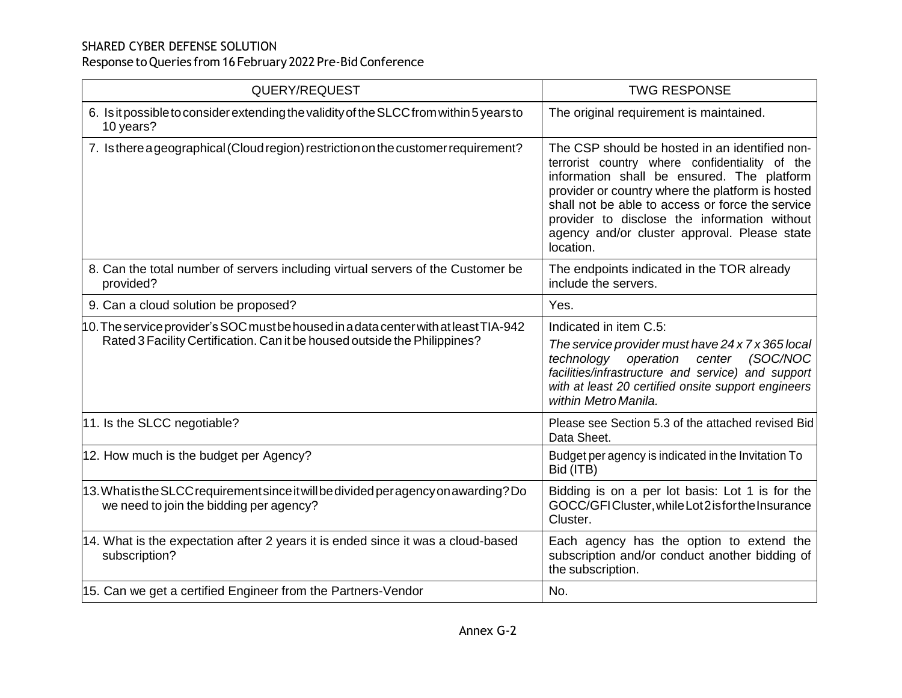SHARED CYBER DEFENSE SOLUTION

Response to Queries from 16 February 2022 Pre-Bid Conference

| QUERY/REQUEST | TWG RESPONSE |
|---|---|
| 6. Is it possible to consider extending the validity of the SLCC from within 5 years to 10 years? | The original requirement is maintained. |
| 7. Is there a geographical (Cloud region) restriction on the customer requirement? | The CSP should be hosted in an identified non-terrorist country where confidentiality of the information shall be ensured. The platform provider or country where the platform is hosted shall not be able to access or force the service provider to disclose the information without agency and/or cluster approval. Please state location. |
| 8. Can the total number of servers including virtual servers of the Customer be provided? | The endpoints indicated in the TOR already include the servers. |
| 9. Can a cloud solution be proposed? | Yes. |
| 10. The service provider's SOC must be housed in a data center with at least TIA-942 Rated 3 Facility Certification. Can it be housed outside the Philippines? | Indicated in item C.5: *The service provider must have 24 x 7 x 365 local technology operation center (SOC/NOC facilities/infrastructure and service) and support with at least 20 certified onsite support engineers within Metro Manila.* |
| 11. Is the SLCC negotiable? | Please see Section 5.3 of the attached revised Bid Data Sheet. |
| 12. How much is the budget per Agency? | Budget per agency is indicated in the Invitation To Bid (ITB) |
| 13. What is the SLCC requirement since it will be divided per agency on awarding? Do we need to join the bidding per agency? | Bidding is on a per lot basis: Lot 1 is for the GOCC/GFI Cluster, while Lot 2 is for the Insurance Cluster. |
| 14. What is the expectation after 2 years it is ended since it was a cloud-based subscription? | Each agency has the option to extend the subscription and/or conduct another bidding of the subscription. |
| 15. Can we get a certified Engineer from the Partners-Vendor | No. |

Annex G-2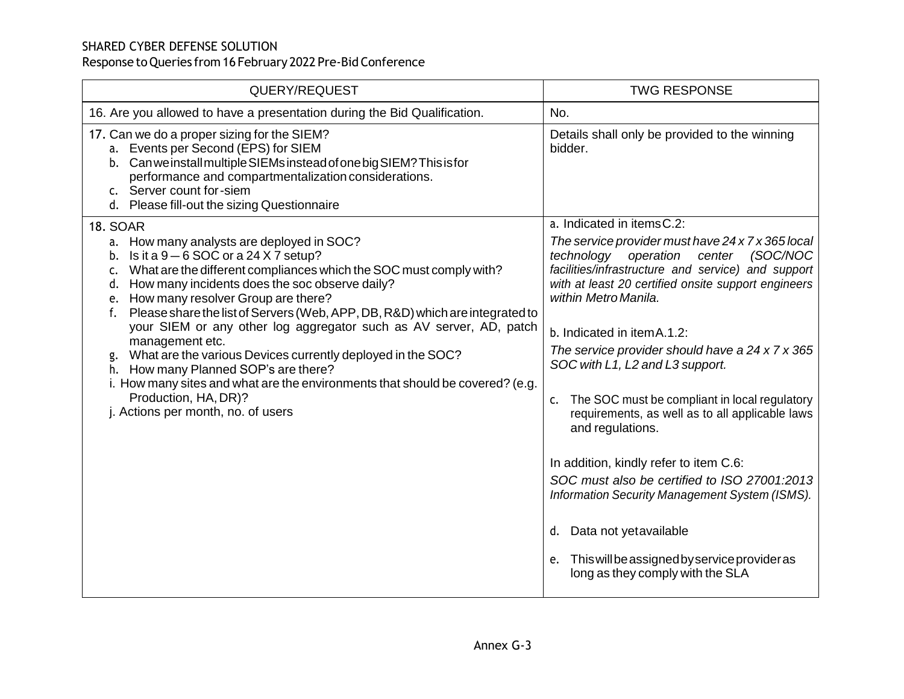| QUERY/REQUEST | TWG RESPONSE |
|---|---|
| 16. Are you allowed to have a presentation during the Bid Qualification. | No. |
| 17. Can we do a proper sizing for the SIEM?<br>a. Events per Second (EPS) for SIEM<br>b. Can we install multiple SIEMs instead of one big SIEM? This is for performance and compartmentalization considerations.<br>c. Server count for-siem<br>d. Please fill-out the sizing Questionnaire | Details shall only be provided to the winning bidder. |
| 18. SOAR<br>a. How many analysts are deployed in SOC?<br>b. Is it a 9 — 6 SOC or a 24 X 7 setup?<br>c. What are the different compliances which the SOC must comply with?<br>d. How many incidents does the soc observe daily?<br>e. How many resolver Group are there?<br>f. Please share the list of Servers (Web, APP, DB, R&D) which are integrated to your SIEM or any other log aggregator such as AV server, AD, patch management etc.<br>g. What are the various Devices currently deployed in the SOC?<br>h. How many Planned SOP's are there?<br>i. How many sites and what are the environments that should be covered? (e.g. Production, HA, DR)?<br>j. Actions per month, no. of users | a. Indicated in items C.2:<br>*The service provider must have 24 x 7 x 365 local technology operation center (SOC/NOC facilities/infrastructure and service) and support with at least 20 certified onsite support engineers within Metro Manila.*<br><br>b. Indicated in item A.1.2:<br>*The service provider should have a 24 x 7 x 365 SOC with L1, L2 and L3 support.*<br><br>c. The SOC must be compliant in local regulatory requirements, as well as to all applicable laws and regulations.<br><br>In addition, kindly refer to item C.6:<br>*SOC must also be certified to ISO 27001:2013 Information Security Management System (ISMS).*<br><br>d. Data not yet available<br><br>e. This will be assigned by service provider as long as they comply with the SLA |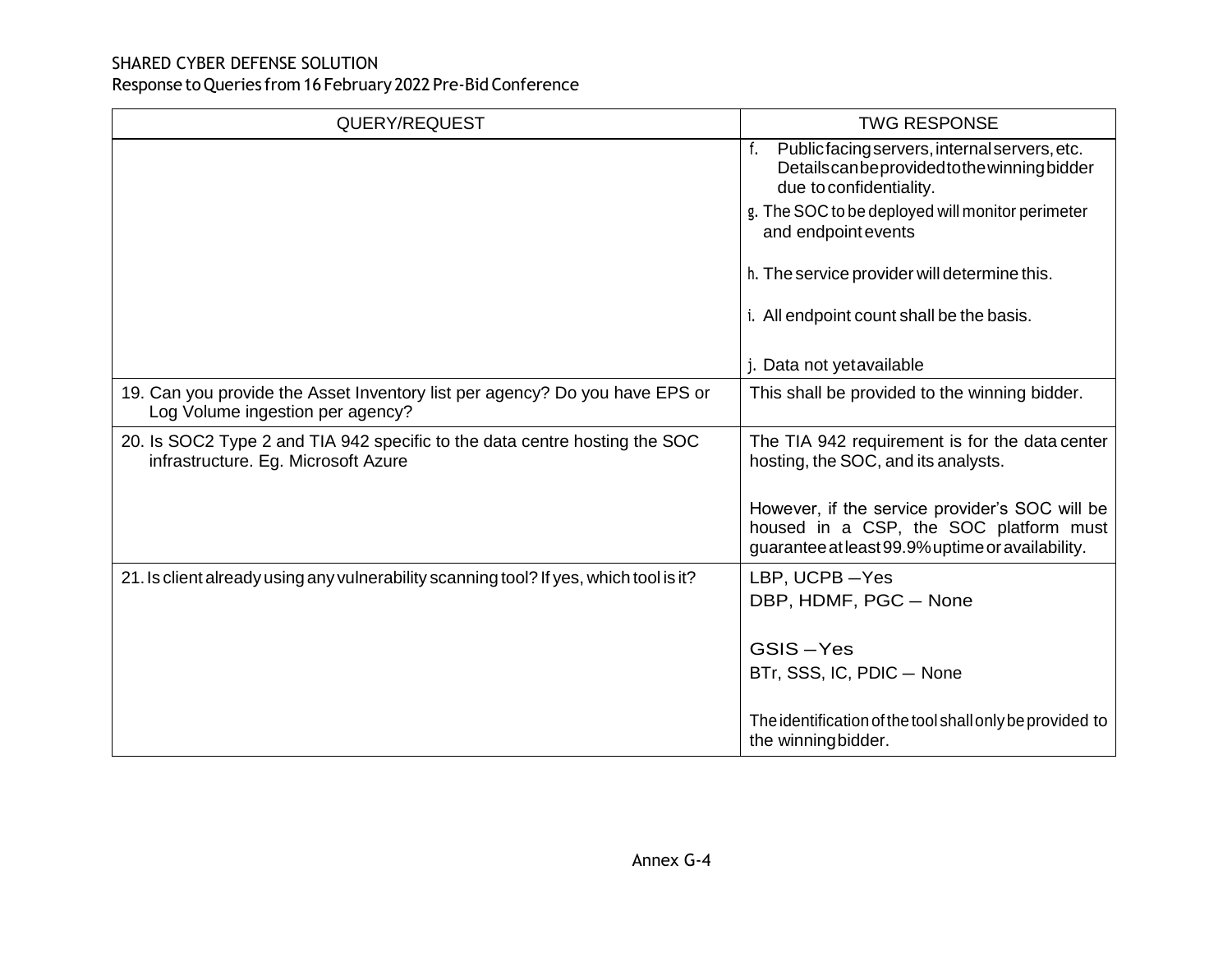SHARED CYBER DEFENSE SOLUTION
Response to Queries from 16 February 2022 Pre-Bid Conference

| QUERY/REQUEST | TWG RESPONSE |
|---|---|
| | f. Public facing servers, internal servers, etc. Details can be provided to the winning bidder due to confidentiality.<br><br>g. The SOC to be deployed will monitor perimeter and endpoint events<br><br>h. The service provider will determine this.<br><br>i. All endpoint count shall be the basis.<br><br>j. Data not yet available |
| 19. Can you provide the Asset Inventory list per agency? Do you have EPS or Log Volume ingestion per agency? | This shall be provided to the winning bidder. |
| 20. Is SOC2 Type 2 and TIA 942 specific to the data centre hosting the SOC infrastructure. Eg. Microsoft Azure | The TIA 942 requirement is for the data center hosting, the SOC, and its analysts.<br><br>However, if the service provider's SOC will be housed in a CSP, the SOC platform must guarantee at least 99.9% uptime or availability. |
| 21. Is client already using any vulnerability scanning tool? If yes, which tool is it? | LBP, UCPB – Yes<br>DBP, HDMF, PGC – None<br><br>GSIS – Yes<br>BTr, SSS, IC, PDIC – None<br><br>The identification of the tool shall only be provided to the winning bidder. |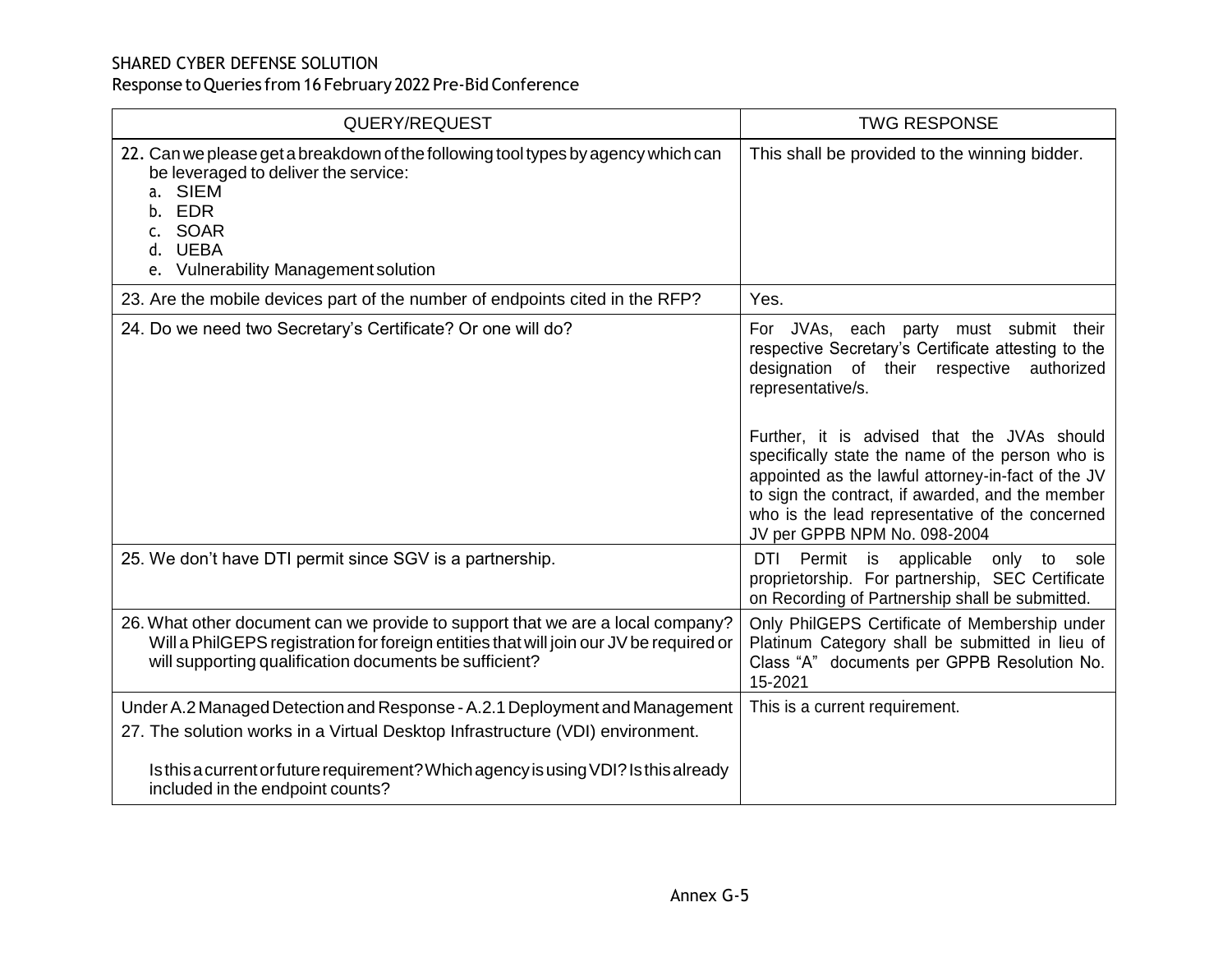SHARED CYBER DEFENSE SOLUTION
Response to Queries from 16 February 2022 Pre-Bid Conference

| QUERY/REQUEST | TWG RESPONSE |
| --- | --- |
| 22. Can we please get a breakdown of the following tool types by agency which can be leveraged to deliver the service:<br>a. SIEM<br>b. EDR<br>c. SOAR<br>d. UEBA<br>e. Vulnerability Management solution | This shall be provided to the winning bidder. |
| 23. Are the mobile devices part of the number of endpoints cited in the RFP? | Yes. |
| 24. Do we need two Secretary's Certificate? Or one will do? | For JVAs, each party must submit their respective Secretary's Certificate attesting to the designation of their respective authorized representative/s.<br><br>Further, it is advised that the JVAs should specifically state the name of the person who is appointed as the lawful attorney-in-fact of the JV to sign the contract, if awarded, and the member who is the lead representative of the concerned JV per GPPB NPM No. 098-2004 |
| 25. We don't have DTI permit since SGV is a partnership. | DTI Permit is applicable only to sole proprietorship. For partnership, SEC Certificate on Recording of Partnership shall be submitted. |
| 26. What other document can we provide to support that we are a local company? Will a PhilGEPS registration for foreign entities that will join our JV be required or will supporting qualification documents be sufficient? | Only PhilGEPS Certificate of Membership under Platinum Category shall be submitted in lieu of Class "A" documents per GPPB Resolution No. 15-2021 |
| Under A.2 Managed Detection and Response - A.2.1 Deployment and Management<br>27. The solution works in a Virtual Desktop Infrastructure (VDI) environment.<br><br>Is this a current or future requirement? Which agency is using VDI? Is this already included in the endpoint counts? | This is a current requirement. |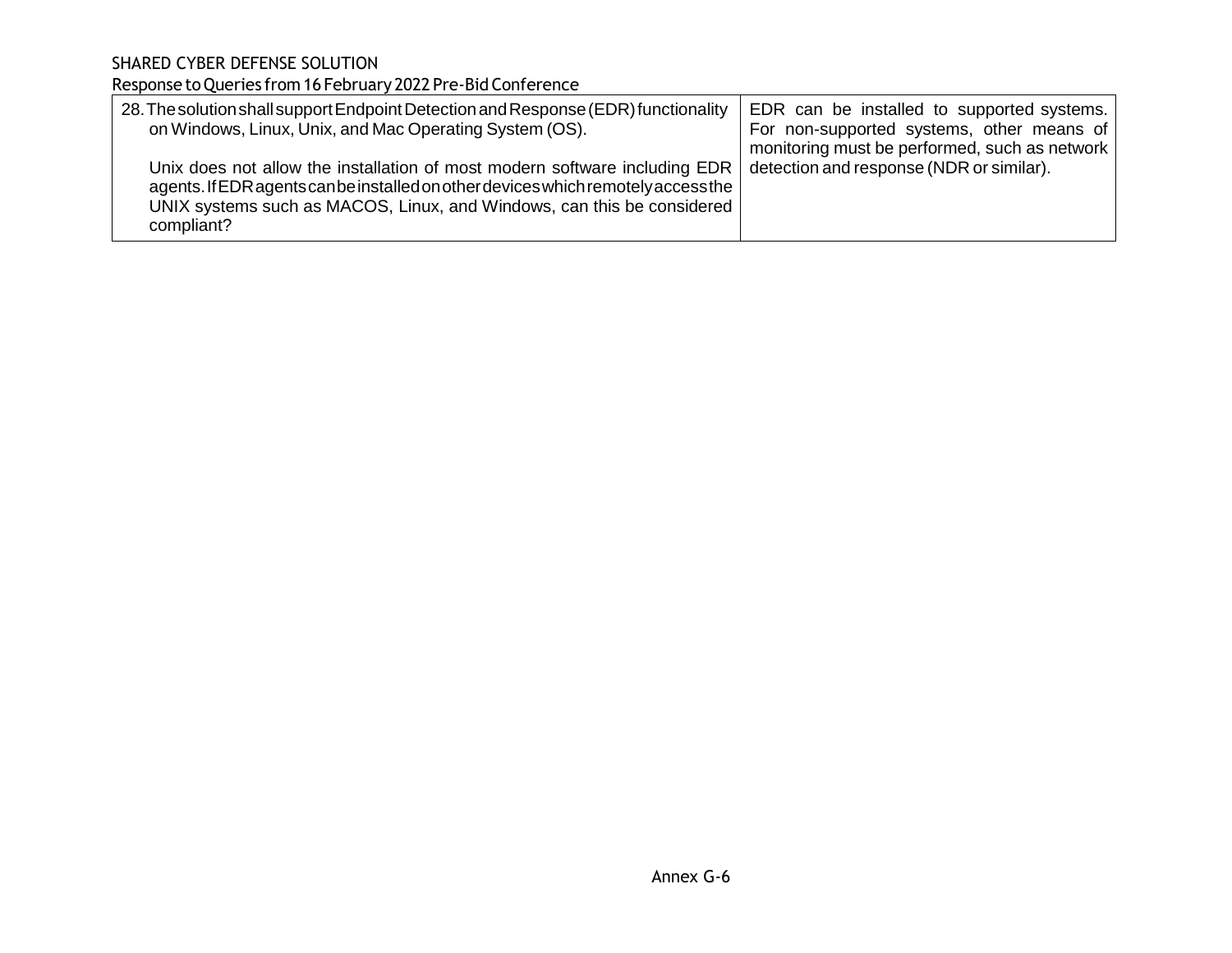| | |
|---|---|
| 28. The solution shall support Endpoint Detection and Response (EDR) functionality on Windows, Linux, Unix, and Mac Operating System (OS).<br><br>Unix does not allow the installation of most modern software including EDR agents. If EDR agents can be installed on other devices which remotely access the UNIX systems such as MACOS, Linux, and Windows, can this be considered compliant? | EDR can be installed to supported systems. For non-supported systems, other means of monitoring must be performed, such as network detection and response (NDR or similar). |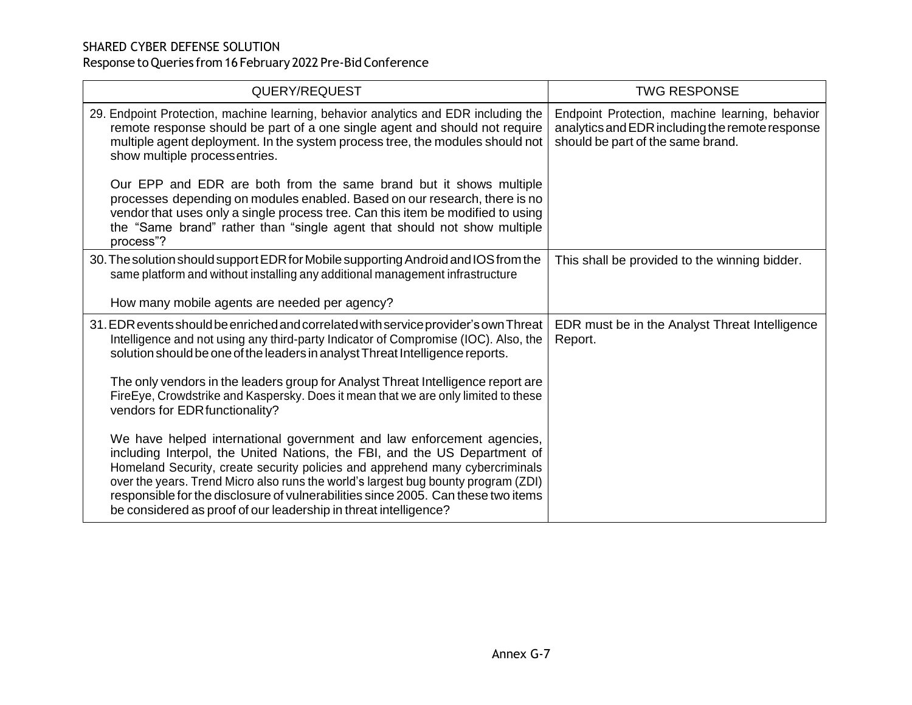SHARED CYBER DEFENSE SOLUTION
Response to Queries from 16 February 2022 Pre-Bid Conference

| QUERY/REQUEST | TWG RESPONSE |
|---|---|
| 29. Endpoint Protection, machine learning, behavior analytics and EDR including the remote response should be part of a one single agent and should not require multiple agent deployment. In the system process tree, the modules should not show multiple process entries.<br><br>Our EPP and EDR are both from the same brand but it shows multiple processes depending on modules enabled. Based on our research, there is no vendor that uses only a single process tree. Can this item be modified to using the "Same brand" rather than "single agent that should not show multiple process"? | Endpoint Protection, machine learning, behavior analytics and EDR including the remote response should be part of the same brand. |
| 30. The solution should support EDR for Mobile supporting Android and IOS from the same platform and without installing any additional management infrastructure<br><br>How many mobile agents are needed per agency? | This shall be provided to the winning bidder. |
| 31. EDR events should be enriched and correlated with service provider's own Threat Intelligence and not using any third-party Indicator of Compromise (IOC). Also, the solution should be one of the leaders in analyst Threat Intelligence reports.<br><br>The only vendors in the leaders group for Analyst Threat Intelligence report are FireEye, Crowdstrike and Kaspersky. Does it mean that we are only limited to these vendors for EDR functionality?<br><br>We have helped international government and law enforcement agencies, including Interpol, the United Nations, the FBI, and the US Department of Homeland Security, create security policies and apprehend many cybercriminals over the years. Trend Micro also runs the world's largest bug bounty program (ZDI) responsible for the disclosure of vulnerabilities since 2005. Can these two items be considered as proof of our leadership in threat intelligence? | EDR must be in the Analyst Threat Intelligence Report. |

Annex G-7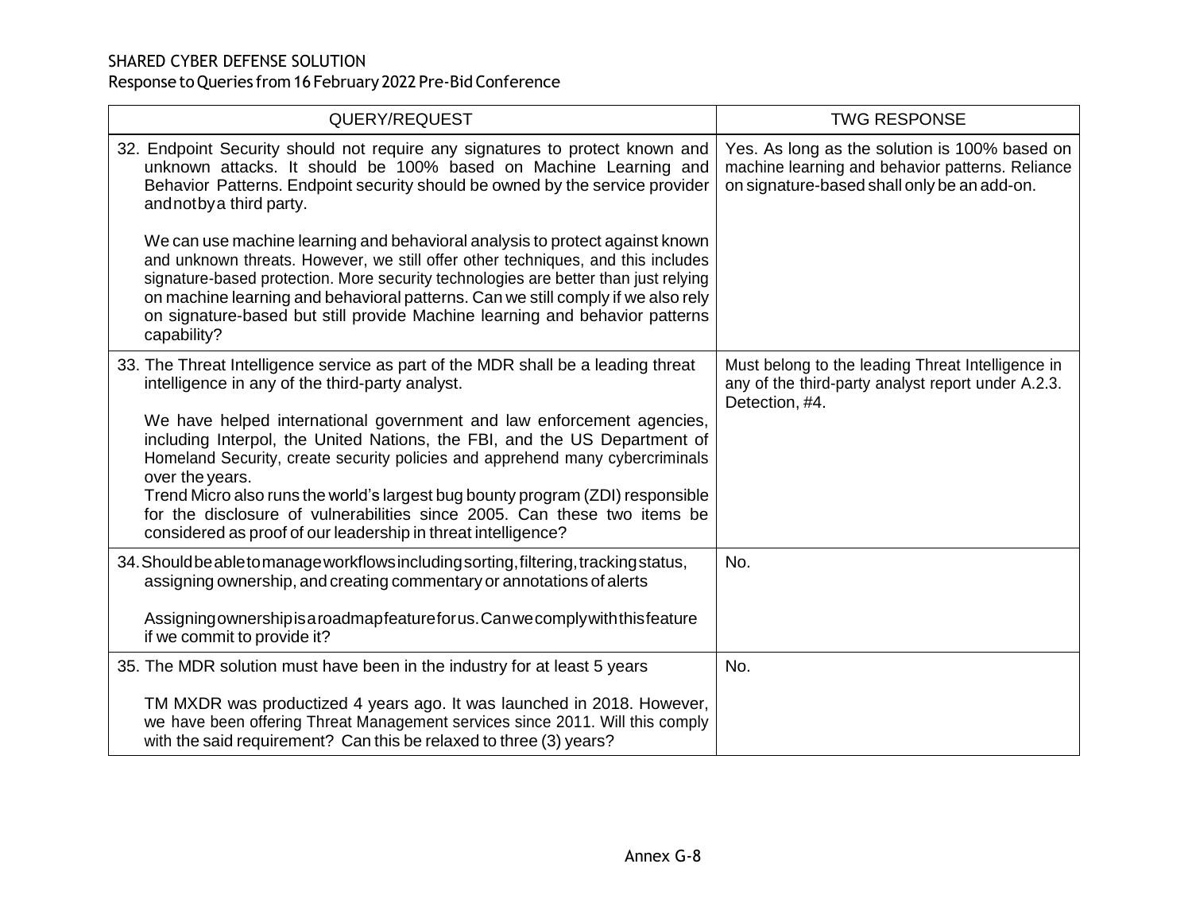SHARED CYBER DEFENSE SOLUTION
Response to Queries from 16 February 2022 Pre-Bid Conference

| QUERY/REQUEST | TWG RESPONSE |
|---|---|
| 32. Endpoint Security should not require any signatures to protect known and unknown attacks. It should be 100% based on Machine Learning and Behavior Patterns. Endpoint security should be owned by the service provider and not by a third party.<br><br>We can use machine learning and behavioral analysis to protect against known and unknown threats. However, we still offer other techniques, and this includes signature-based protection. More security technologies are better than just relying on machine learning and behavioral patterns. Can we still comply if we also rely on signature-based but still provide Machine learning and behavior patterns capability? | Yes. As long as the solution is 100% based on machine learning and behavior patterns. Reliance on signature-based shall only be an add-on. |
| 33. The Threat Intelligence service as part of the MDR shall be a leading threat intelligence in any of the third-party analyst.<br><br>We have helped international government and law enforcement agencies, including Interpol, the United Nations, the FBI, and the US Department of Homeland Security, create security policies and apprehend many cybercriminals over the years.<br>Trend Micro also runs the world's largest bug bounty program (ZDI) responsible for the disclosure of vulnerabilities since 2005. Can these two items be considered as proof of our leadership in threat intelligence? | Must belong to the leading Threat Intelligence in any of the third-party analyst report under A.2.3. Detection, #4. |
| 34. Should be able to manage workflows including sorting, filtering, tracking status, assigning ownership, and creating commentary or annotations of alerts<br><br>Assigning ownership is a roadmap feature for us. Can we comply with this feature if we commit to provide it? | No. |
| 35. The MDR solution must have been in the industry for at least 5 years<br><br>TM MXDR was productized 4 years ago. It was launched in 2018. However, we have been offering Threat Management services since 2011. Will this comply with the said requirement? Can this be relaxed to three (3) years? | No. |

Annex G-8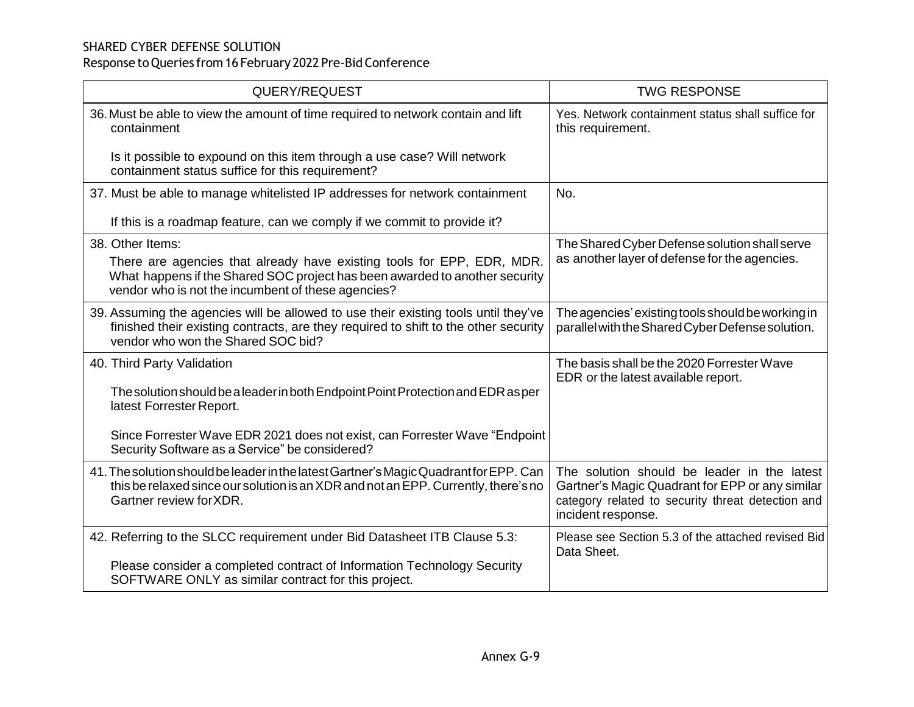SHARED CYBER DEFENSE SOLUTION
Response to Queries from 16 February 2022 Pre-Bid Conference

| QUERY/REQUEST | TWG RESPONSE |
|---|---|
| 36. Must be able to view the amount of time required to network contain and lift containment<br><br>Is it possible to expound on this item through a use case? Will network containment status suffice for this requirement? | Yes. Network containment status shall suffice for this requirement. |
| 37. Must be able to manage whitelisted IP addresses for network containment<br><br>If this is a roadmap feature, can we comply if we commit to provide it? | No. |
| 38. Other Items:<br>There are agencies that already have existing tools for EPP, EDR, MDR. What happens if the Shared SOC project has been awarded to another security vendor who is not the incumbent of these agencies? | The Shared Cyber Defense solution shall serve as another layer of defense for the agencies. |
| 39. Assuming the agencies will be allowed to use their existing tools until they've finished their existing contracts, are they required to shift to the other security vendor who won the Shared SOC bid? | The agencies' existing tools should be working in parallel with the Shared Cyber Defense solution. |
| 40. Third Party Validation<br><br>The solution should be a leader in both Endpoint Point Protection and EDR as per latest Forrester Report.<br><br>Since Forrester Wave EDR 2021 does not exist, can Forrester Wave "Endpoint Security Software as a Service" be considered? | The basis shall be the 2020 Forrester Wave EDR or the latest available report. |
| 41. The solution should be leader in the latest Gartner's Magic Quadrant for EPP. Can this be relaxed since our solution is an XDR and not an EPP. Currently, there's no Gartner review for XDR. | The solution should be leader in the latest Gartner's Magic Quadrant for EPP or any similar category related to security threat detection and incident response. |
| 42. Referring to the SLCC requirement under Bid Datasheet ITB Clause 5.3:<br><br>Please consider a completed contract of Information Technology Security SOFTWARE ONLY as similar contract for this project. | Please see Section 5.3 of the attached revised Bid Data Sheet. |

Annex G-9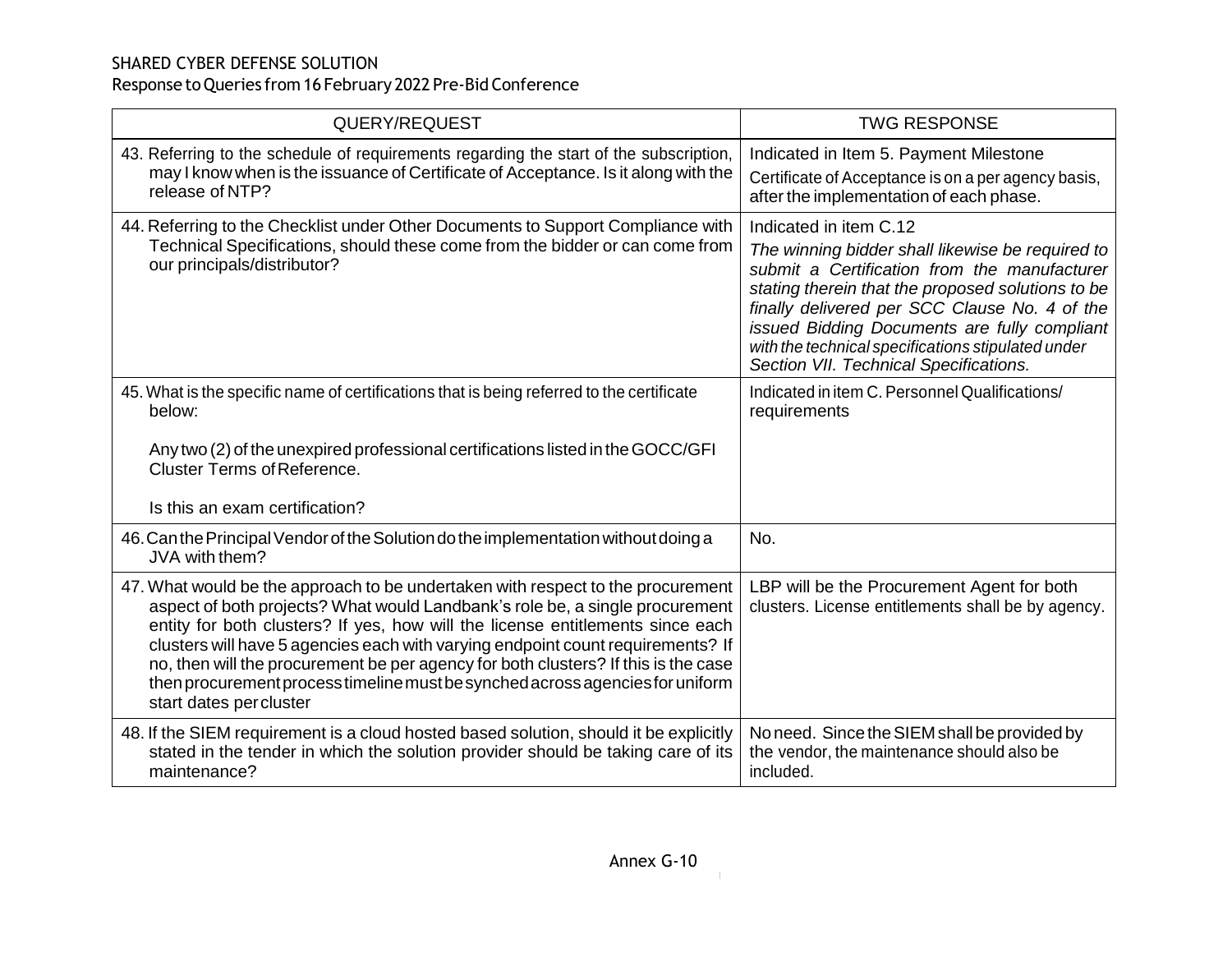SHARED CYBER DEFENSE SOLUTION
Response to Queries from 16 February 2022 Pre-Bid Conference

| QUERY/REQUEST | TWG RESPONSE |
|---|---|
| 43. Referring to the schedule of requirements regarding the start of the subscription, may I know when is the issuance of Certificate of Acceptance. Is it along with the release of NTP? | Indicated in Item 5. Payment Milestone<br>Certificate of Acceptance is on a per agency basis, after the implementation of each phase. |
| 44. Referring to the Checklist under Other Documents to Support Compliance with Technical Specifications, should these come from the bidder or can come from our principals/distributor? | Indicated in item C.12<br>*The winning bidder shall likewise be required to submit a Certification from the manufacturer stating therein that the proposed solutions to be finally delivered per SCC Clause No. 4 of the issued Bidding Documents are fully compliant with the technical specifications stipulated under Section VII. Technical Specifications.* |
| 45. What is the specific name of certifications that is being referred to the certificate below:<br><br>Any two (2) of the unexpired professional certifications listed in the GOCC/GFI Cluster Terms of Reference.<br><br>Is this an exam certification? | Indicated in item C. Personnel Qualifications/ requirements |
| 46. Can the Principal Vendor of the Solution do the implementation without doing a JVA with them? | No. |
| 47. What would be the approach to be undertaken with respect to the procurement aspect of both projects? What would Landbank's role be, a single procurement entity for both clusters? If yes, how will the license entitlements since each clusters will have 5 agencies each with varying endpoint count requirements? If no, then will the procurement be per agency for both clusters? If this is the case then procurement process timeline must be synched across agencies for uniform start dates per cluster | LBP will be the Procurement Agent for both clusters. License entitlements shall be by agency. |
| 48. If the SIEM requirement is a cloud hosted based solution, should it be explicitly stated in the tender in which the solution provider should be taking care of its maintenance? | No need. Since the SIEM shall be provided by the vendor, the maintenance should also be included. |

Annex G-10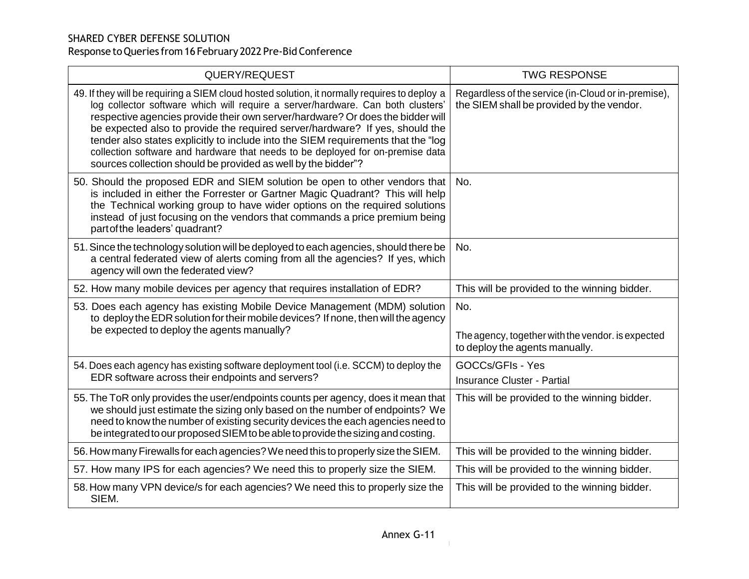SHARED CYBER DEFENSE SOLUTION
Response to Queries from 16 February 2022 Pre-Bid Conference

| QUERY/REQUEST | TWG RESPONSE |
|---|---|
| 49. If they will be requiring a SIEM cloud hosted solution, it normally requires to deploy a log collector software which will require a server/hardware. Can both clusters' respective agencies provide their own server/hardware? Or does the bidder will be expected also to provide the required server/hardware? If yes, should the tender also states explicitly to include into the SIEM requirements that the "log collection software and hardware that needs to be deployed for on-premise data sources collection should be provided as well by the bidder"? | Regardless of the service (in-Cloud or in-premise), the SIEM shall be provided by the vendor. |
| 50. Should the proposed EDR and SIEM solution be open to other vendors that is included in either the Forrester or Gartner Magic Quadrant? This will help the Technical working group to have wider options on the required solutions instead of just focusing on the vendors that commands a price premium being part of the leaders' quadrant? | No. |
| 51. Since the technology solution will be deployed to each agencies, should there be a central federated view of alerts coming from all the agencies? If yes, which agency will own the federated view? | No. |
| 52. How many mobile devices per agency that requires installation of EDR? | This will be provided to the winning bidder. |
| 53. Does each agency has existing Mobile Device Management (MDM) solution to deploy the EDR solution for their mobile devices? If none, then will the agency be expected to deploy the agents manually? | No.<br><br>The agency, together with the vendor. is expected to deploy the agents manually. |
| 54. Does each agency has existing software deployment tool (i.e. SCCM) to deploy the EDR software across their endpoints and servers? | GOCCs/GFIs - Yes<br>Insurance Cluster - Partial |
| 55. The ToR only provides the user/endpoints counts per agency, does it mean that we should just estimate the sizing only based on the number of endpoints? We need to know the number of existing security devices the each agencies need to be integrated to our proposed SIEM to be able to provide the sizing and costing. | This will be provided to the winning bidder. |
| 56. How many Firewalls for each agencies? We need this to properly size the SIEM. | This will be provided to the winning bidder. |
| 57. How many IPS for each agencies? We need this to properly size the SIEM. | This will be provided to the winning bidder. |
| 58. How many VPN device/s for each agencies? We need this to properly size the SIEM. | This will be provided to the winning bidder. |

Annex G-11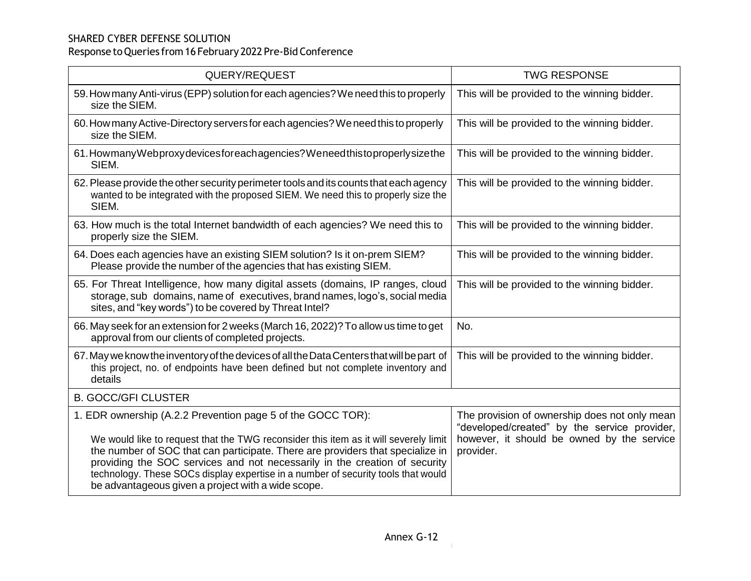SHARED CYBER DEFENSE SOLUTION
Response to Queries from 16 February 2022 Pre-Bid Conference

| QUERY/REQUEST | TWG RESPONSE |
|---|---|
| 59. How many Anti-virus (EPP) solution for each agencies? We need this to properly size the SIEM. | This will be provided to the winning bidder. |
| 60. How many Active-Directory servers for each agencies? We need this to properly size the SIEM. | This will be provided to the winning bidder. |
| 61. How many Web proxy devices for each agencies? We need this to properly size the SIEM. | This will be provided to the winning bidder. |
| 62. Please provide the other security perimeter tools and its counts that each agency wanted to be integrated with the proposed SIEM. We need this to properly size the SIEM. | This will be provided to the winning bidder. |
| 63. How much is the total Internet bandwidth of each agencies? We need this to properly size the SIEM. | This will be provided to the winning bidder. |
| 64. Does each agencies have an existing SIEM solution? Is it on-prem SIEM? Please provide the number of the agencies that has existing SIEM. | This will be provided to the winning bidder. |
| 65. For Threat Intelligence, how many digital assets (domains, IP ranges, cloud storage, sub domains, name of executives, brand names, logo's, social media sites, and "key words") to be covered by Threat Intel? | This will be provided to the winning bidder. |
| 66. May seek for an extension for 2 weeks (March 16, 2022)? To allow us time to get approval from our clients of completed projects. | No. |
| 67. May we know the inventory of the devices of all the Data Centers that will be part of this project, no. of endpoints have been defined but not complete inventory and details | This will be provided to the winning bidder. |
| B. GOCC/GFI CLUSTER | |
| 1. EDR ownership (A.2.2 Prevention page 5 of the GOCC TOR):<br><br>We would like to request that the TWG reconsider this item as it will severely limit the number of SOC that can participate. There are providers that specialize in providing the SOC services and not necessarily in the creation of security technology. These SOCs display expertise in a number of security tools that would be advantageous given a project with a wide scope. | The provision of ownership does not only mean "developed/created" by the service provider, however, it should be owned by the service provider. |

Annex G-12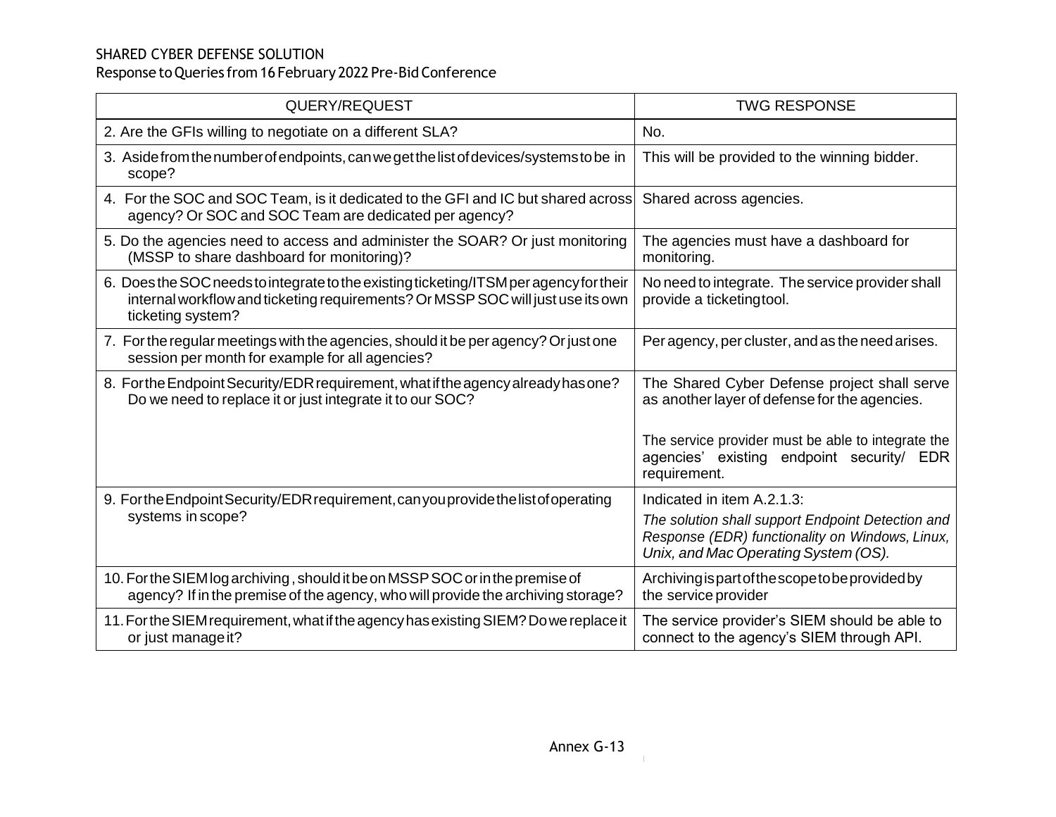SHARED CYBER DEFENSE SOLUTION

Response to Queries from 16 February 2022 Pre-Bid Conference

| QUERY/REQUEST | TWG RESPONSE |
| --- | --- |
| 2. Are the GFIs willing to negotiate on a different SLA? | No. |
| 3. Aside from the number of endpoints, can we get the list of devices/systems to be in scope? | This will be provided to the winning bidder. |
| 4. For the SOC and SOC Team, is it dedicated to the GFI and IC but shared across agency? Or SOC and SOC Team are dedicated per agency? | Shared across agencies. |
| 5. Do the agencies need to access and administer the SOAR? Or just monitoring (MSSP to share dashboard for monitoring)? | The agencies must have a dashboard for monitoring. |
| 6. Does the SOC needs to integrate to the existing ticketing/ITSM per agency for their internal workflow and ticketing requirements? Or MSSP SOC will just use its own ticketing system? | No need to integrate. The service provider shall provide a ticketing tool. |
| 7. For the regular meetings with the agencies, should it be per agency? Or just one session per month for example for all agencies? | Per agency, per cluster, and as the need arises. |
| 8. For the Endpoint Security/EDR requirement, what if the agency already has one? Do we need to replace it or just integrate it to our SOC? | The Shared Cyber Defense project shall serve as another layer of defense for the agencies.<br><br>The service provider must be able to integrate the agencies' existing endpoint security/ EDR requirement. |
| 9. For the Endpoint Security/EDR requirement, can you provide the list of operating systems in scope? | Indicated in item A.2.1.3:<br>*The solution shall support Endpoint Detection and Response (EDR) functionality on Windows, Linux, Unix, and Mac Operating System (OS).* |
| 10. For the SIEM log archiving, should it be on MSSP SOC or in the premise of agency? If in the premise of the agency, who will provide the archiving storage? | Archiving is part of the scope to be provided by the service provider |
| 11. For the SIEM requirement, what if the agency has existing SIEM? Do we replace it or just manage it? | The service provider's SIEM should be able to connect to the agency's SIEM through API. |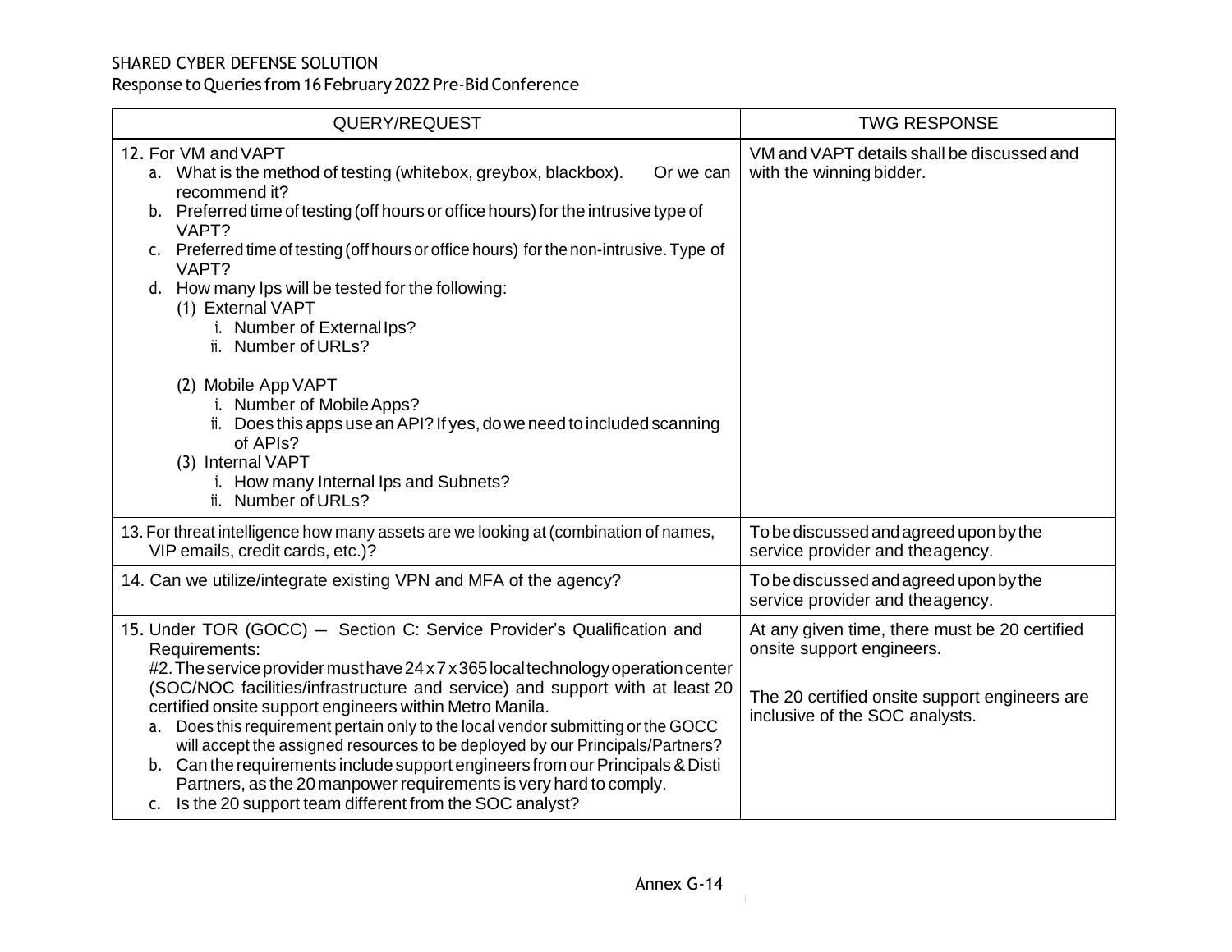SHARED CYBER DEFENSE SOLUTION
Response to Queries from 16 February 2022 Pre-Bid Conference

| QUERY/REQUEST | TWG RESPONSE |
|---|---|
| 12. For VM and VAPT<br>a. What is the method of testing (whitebox, greybox, blackbox). Or we can recommend it?<br>b. Preferred time of testing (off hours or office hours) for the intrusive type of VAPT?<br>c. Preferred time of testing (off hours or office hours) for the non-intrusive. Type of VAPT?<br>d. How many Ips will be tested for the following:<br>(1) External VAPT<br>i. Number of External Ips?<br>ii. Number of URLs?<br>(2) Mobile App VAPT<br>i. Number of Mobile Apps?<br>ii. Does this apps use an API? If yes, do we need to included scanning of APIs?<br>(3) Internal VAPT<br>i. How many Internal Ips and Subnets?<br>ii. Number of URLs? | VM and VAPT details shall be discussed and with the winning bidder. |
| 13. For threat intelligence how many assets are we looking at (combination of names, VIP emails, credit cards, etc.)? | To be discussed and agreed upon by the service provider and the agency. |
| 14. Can we utilize/integrate existing VPN and MFA of the agency? | To be discussed and agreed upon by the service provider and the agency. |
| 15. Under TOR (GOCC) – Section C: Service Provider's Qualification and Requirements:<br>#2. The service provider must have 24 x 7 x 365 local technology operation center (SOC/NOC facilities/infrastructure and service) and support with at least 20 certified onsite support engineers within Metro Manila.<br>a. Does this requirement pertain only to the local vendor submitting or the GOCC will accept the assigned resources to be deployed by our Principals/Partners?<br>b. Can the requirements include support engineers from our Principals & Disti Partners, as the 20 manpower requirements is very hard to comply.<br>c. Is the 20 support team different from the SOC analyst? | At any given time, there must be 20 certified onsite support engineers.<br><br>The 20 certified onsite support engineers are inclusive of the SOC analysts. |

Annex G-14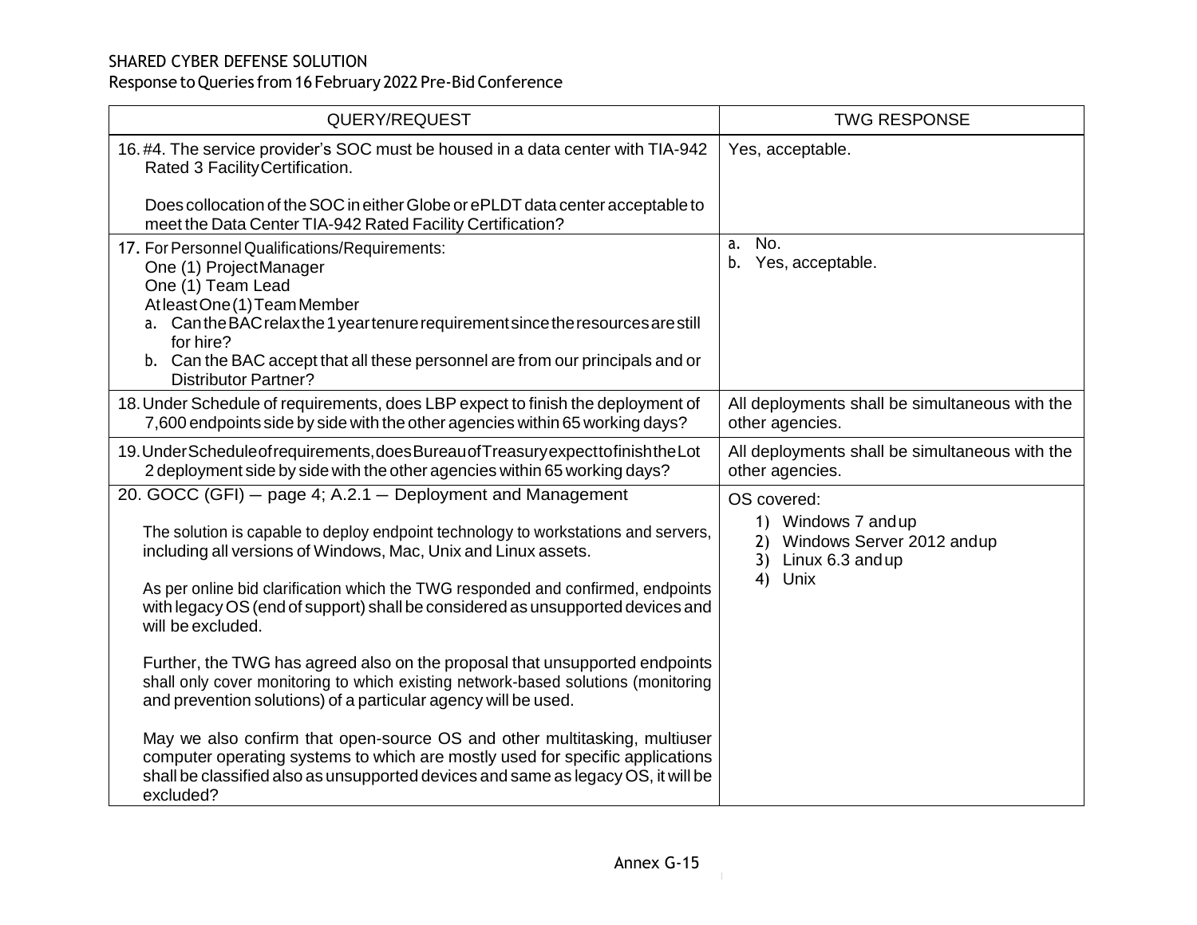SHARED CYBER DEFENSE SOLUTION

Response to Queries from 16 February 2022 Pre-Bid Conference

| QUERY/REQUEST | TWG RESPONSE |
| --- | --- |
| 16. #4. The service provider's SOC must be housed in a data center with TIA-942 Rated 3 Facility Certification.<br><br>Does collocation of the SOC in either Globe or ePLDT data center acceptable to meet the Data Center TIA-942 Rated Facility Certification? | Yes, acceptable. |
| 17. For Personnel Qualifications/Requirements:<br>One (1) Project Manager<br>One (1) Team Lead<br>At least One (1) Team Member<br>a. Can the BAC relax the 1 year tenure requirement since the resources are still for hire?<br>b. Can the BAC accept that all these personnel are from our principals and or Distributor Partner? | a. No.<br>b. Yes, acceptable. |
| 18. Under Schedule of requirements, does LBP expect to finish the deployment of 7,600 endpoints side by side with the other agencies within 65 working days? | All deployments shall be simultaneous with the other agencies. |
| 19. Under Schedule of requirements, does Bureau of Treasury expect to finish the Lot 2 deployment side by side with the other agencies within 65 working days? | All deployments shall be simultaneous with the other agencies. |
| 20. GOCC (GFI) – page 4; A.2.1 – Deployment and Management<br><br>The solution is capable to deploy endpoint technology to workstations and servers, including all versions of Windows, Mac, Unix and Linux assets.<br><br>As per online bid clarification which the TWG responded and confirmed, endpoints with legacy OS (end of support) shall be considered as unsupported devices and will be excluded.<br><br>Further, the TWG has agreed also on the proposal that unsupported endpoints shall only cover monitoring to which existing network-based solutions (monitoring and prevention solutions) of a particular agency will be used.<br><br>May we also confirm that open-source OS and other multitasking, multiuser computer operating systems to which are mostly used for specific applications shall be classified also as unsupported devices and same as legacy OS, it will be excluded? | OS covered:<br>1) Windows 7 and up<br>2) Windows Server 2012 and up<br>3) Linux 6.3 and up<br>4) Unix |

Annex G-15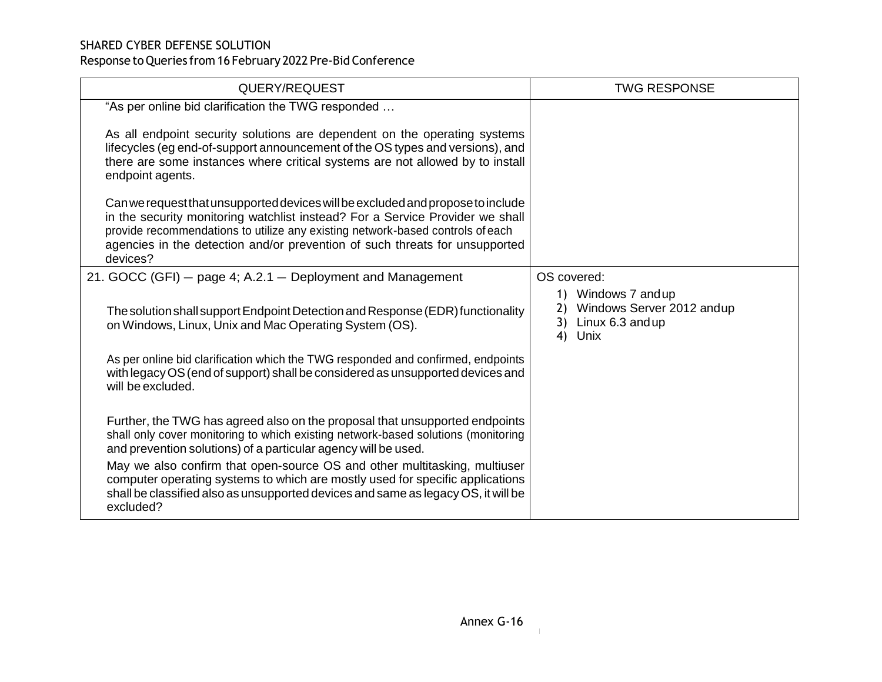SHARED CYBER DEFENSE SOLUTION
Response to Queries from 16 February 2022 Pre-Bid Conference

| QUERY/REQUEST | TWG RESPONSE |
|---|---|
| "As per online bid clarification the TWG responded …<br><br>As all endpoint security solutions are dependent on the operating systems lifecycles (eg end-of-support announcement of the OS types and versions), and there are some instances where critical systems are not allowed by to install endpoint agents.<br><br>Can we request that unsupported devices will be excluded and propose to include in the security monitoring watchlist instead? For a Service Provider we shall provide recommendations to utilize any existing network-based controls of each agencies in the detection and/or prevention of such threats for unsupported devices? | |
| 21. GOCC (GFI) – page 4; A.2.1 – Deployment and Management<br><br>The solution shall support Endpoint Detection and Response (EDR) functionality on Windows, Linux, Unix and Mac Operating System (OS).<br><br>As per online bid clarification which the TWG responded and confirmed, endpoints with legacy OS (end of support) shall be considered as unsupported devices and will be excluded.<br><br>Further, the TWG has agreed also on the proposal that unsupported endpoints shall only cover monitoring to which existing network-based solutions (monitoring and prevention solutions) of a particular agency will be used.<br><br>May we also confirm that open-source OS and other multitasking, multiuser computer operating systems to which are mostly used for specific applications shall be classified also as unsupported devices and same as legacy OS, it will be excluded? | OS covered:<br>1) Windows 7 and up<br>2) Windows Server 2012 and up<br>3) Linux 6.3 and up<br>4) Unix |

Annex G-16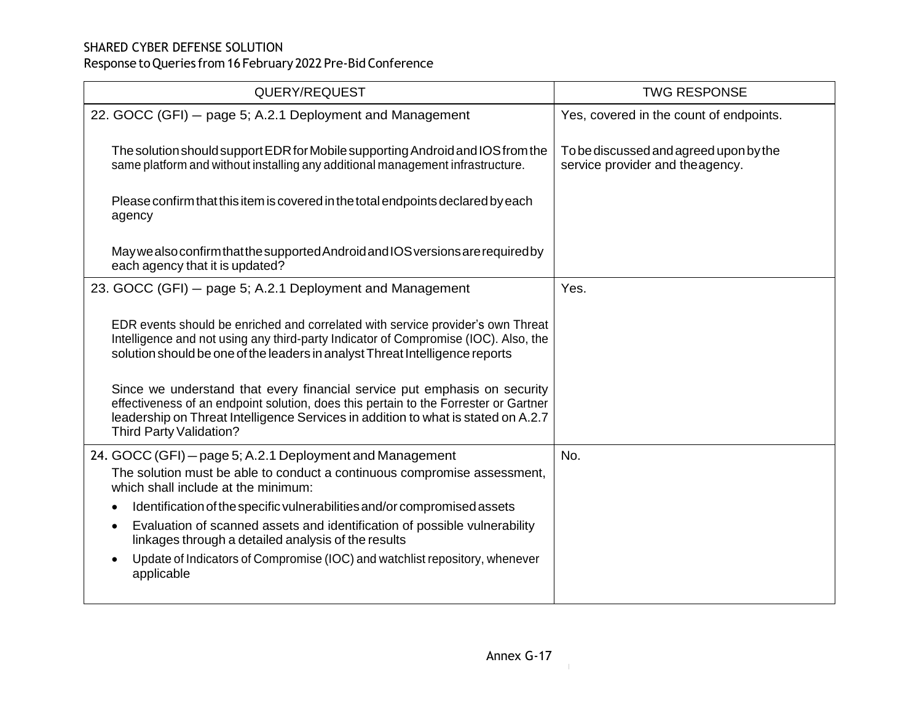| QUERY/REQUEST | TWG RESPONSE |
|---|---|
| 22. GOCC (GFI) – page 5; A.2.1 Deployment and Management<br><br>The solution should support EDR for Mobile supporting Android and IOS from the same platform and without installing any additional management infrastructure.<br><br>Please confirm that this item is covered in the total endpoints declared by each agency<br><br>May we also confirm that the supported Android and IOS versions are required by each agency that it is updated? | Yes, covered in the count of endpoints.<br><br>To be discussed and agreed upon by the service provider and the agency. |
| 23. GOCC (GFI) – page 5; A.2.1 Deployment and Management<br><br>EDR events should be enriched and correlated with service provider's own Threat Intelligence and not using any third-party Indicator of Compromise (IOC). Also, the solution should be one of the leaders in analyst Threat Intelligence reports<br><br>Since we understand that every financial service put emphasis on security effectiveness of an endpoint solution, does this pertain to the Forrester or Gartner leadership on Threat Intelligence Services in addition to what is stated on A.2.7 Third Party Validation? | Yes. |
| 24. GOCC (GFI) – page 5; A.2.1 Deployment and Management<br>The solution must be able to conduct a continuous compromise assessment, which shall include at the minimum:<br>• Identification of the specific vulnerabilities and/or compromised assets<br>• Evaluation of scanned assets and identification of possible vulnerability linkages through a detailed analysis of the results<br>• Update of Indicators of Compromise (IOC) and watchlist repository, whenever applicable | No. |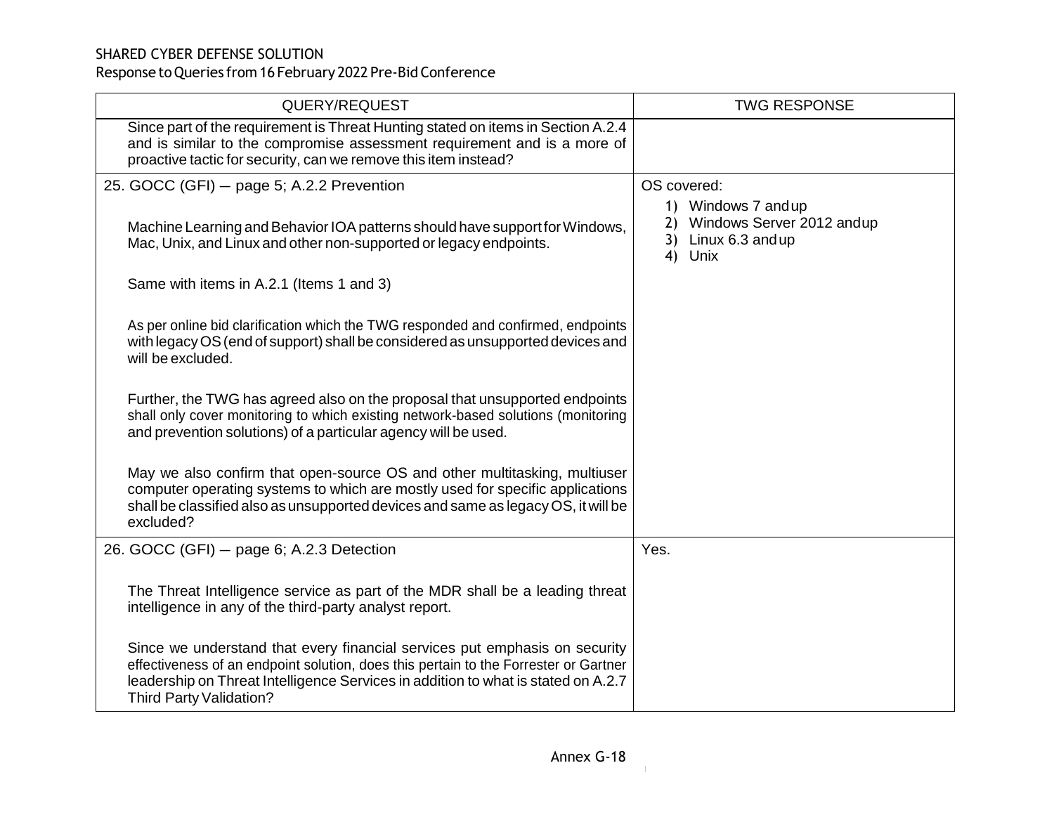| QUERY/REQUEST | TWG RESPONSE |
|---|---|
| Since part of the requirement is Threat Hunting stated on items in Section A.2.4 and is similar to the compromise assessment requirement and is a more of proactive tactic for security, can we remove this item instead? | |
| 25. GOCC (GFI) – page 5; A.2.2 Prevention<br><br>Machine Learning and Behavior IOA patterns should have support for Windows, Mac, Unix, and Linux and other non-supported or legacy endpoints.<br><br>Same with items in A.2.1 (Items 1 and 3)<br><br>As per online bid clarification which the TWG responded and confirmed, endpoints with legacy OS (end of support) shall be considered as unsupported devices and will be excluded.<br><br>Further, the TWG has agreed also on the proposal that unsupported endpoints shall only cover monitoring to which existing network-based solutions (monitoring and prevention solutions) of a particular agency will be used.<br><br>May we also confirm that open-source OS and other multitasking, multiuser computer operating systems to which are mostly used for specific applications shall be classified also as unsupported devices and same as legacy OS, it will be excluded? | OS covered:<br>1) Windows 7 and up<br>2) Windows Server 2012 and up<br>3) Linux 6.3 and up<br>4) Unix |
| 26. GOCC (GFI) – page 6; A.2.3 Detection<br><br>The Threat Intelligence service as part of the MDR shall be a leading threat intelligence in any of the third-party analyst report.<br><br>Since we understand that every financial services put emphasis on security effectiveness of an endpoint solution, does this pertain to the Forrester or Gartner leadership on Threat Intelligence Services in addition to what is stated on A.2.7 Third Party Validation? | Yes. |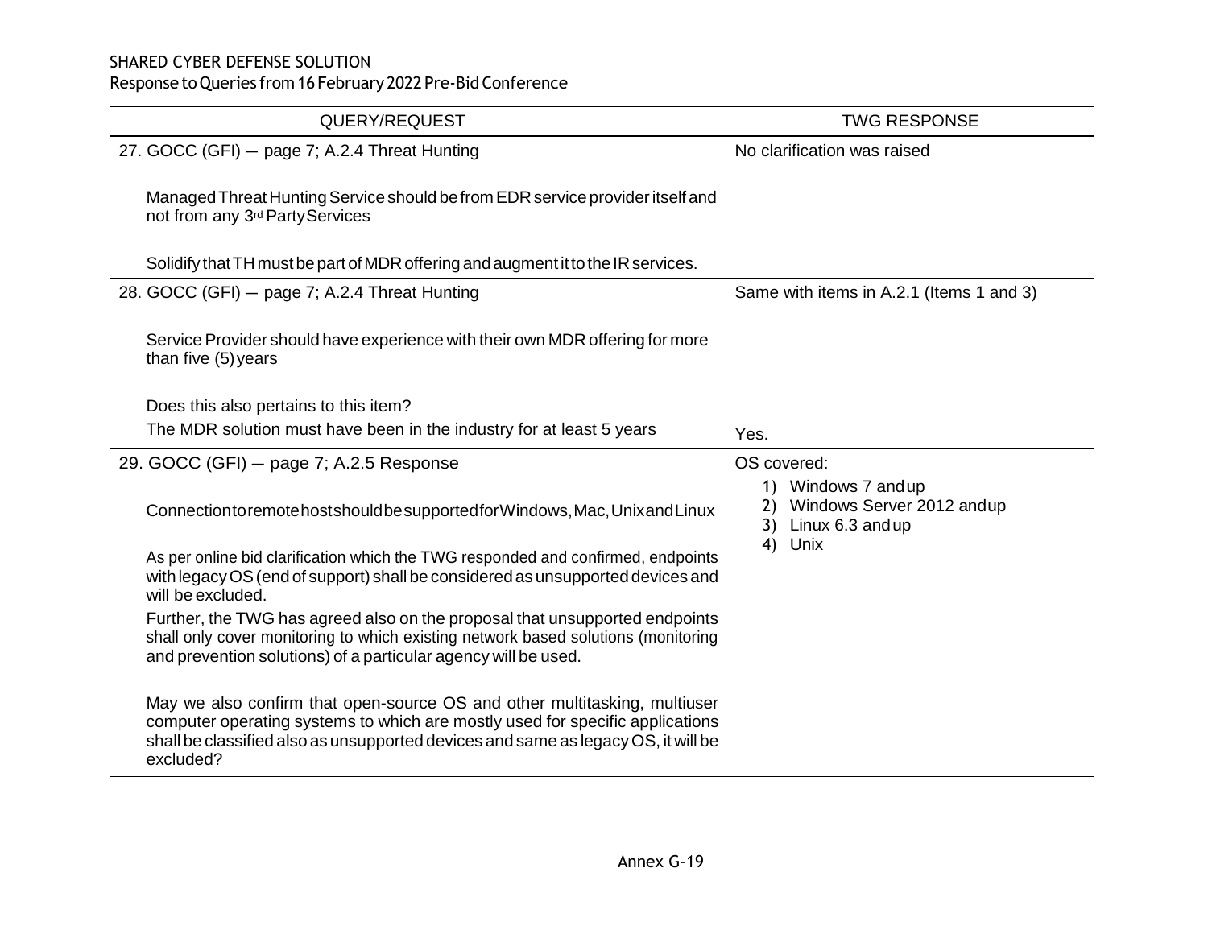SHARED CYBER DEFENSE SOLUTION

Response to Queries from 16 February 2022 Pre-Bid Conference

| QUERY/REQUEST | TWG RESPONSE |
|---|---|
| 27. GOCC (GFI) — page 7; A.2.4 Threat Hunting<br><br>Managed Threat Hunting Service should be from EDR service provider itself and not from any 3rd Party Services<br><br>Solidify that TH must be part of MDR offering and augment it to the IR services. | No clarification was raised |
| 28. GOCC (GFI) — page 7; A.2.4 Threat Hunting<br><br>Service Provider should have experience with their own MDR offering for more than five (5) years<br><br>Does this also pertains to this item?<br>The MDR solution must have been in the industry for at least 5 years | Same with items in A.2.1 (Items 1 and 3)<br><br>Yes. |
| 29. GOCC (GFI) — page 7; A.2.5 Response<br><br>Connection to remote host should be supported for Windows, Mac, Unix and Linux<br><br>As per online bid clarification which the TWG responded and confirmed, endpoints with legacy OS (end of support) shall be considered as unsupported devices and will be excluded.<br>Further, the TWG has agreed also on the proposal that unsupported endpoints shall only cover monitoring to which existing network based solutions (monitoring and prevention solutions) of a particular agency will be used.<br><br>May we also confirm that open-source OS and other multitasking, multiuser computer operating systems to which are mostly used for specific applications shall be classified also as unsupported devices and same as legacy OS, it will be excluded? | OS covered:<br>1) Windows 7 and up<br>2) Windows Server 2012 and up<br>3) Linux 6.3 and up<br>4) Unix |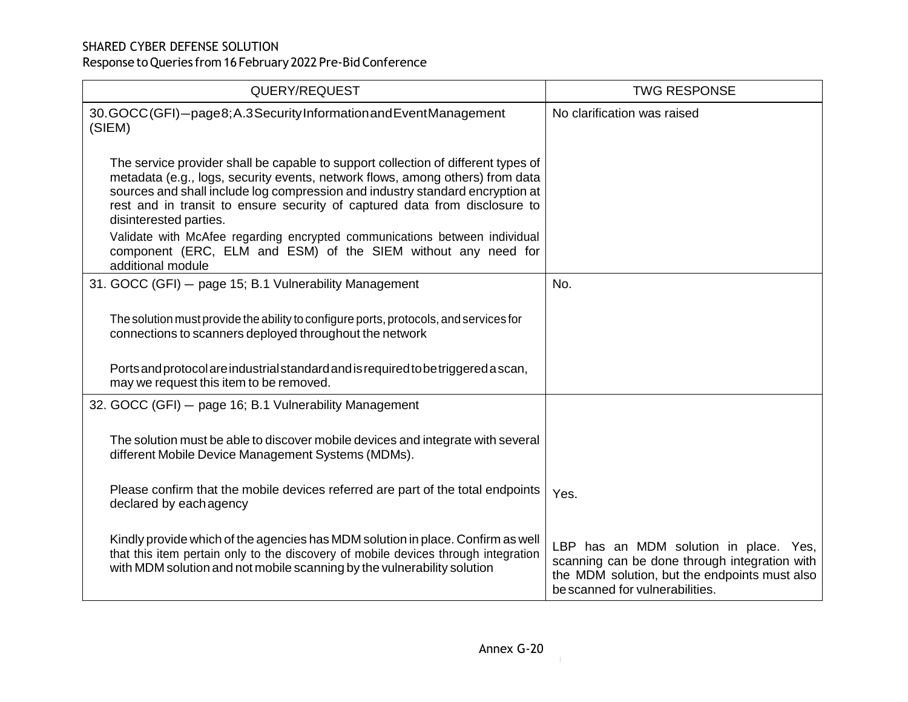| QUERY/REQUEST | TWG RESPONSE |
|---|---|
| 30. GOCC (GFI) — page 8; A.3 Security Information and Event Management (SIEM)<br><br>The service provider shall be capable to support collection of different types of metadata (e.g., logs, security events, network flows, among others) from data sources and shall include log compression and industry standard encryption at rest and in transit to ensure security of captured data from disclosure to disinterested parties.<br>Validate with McAfee regarding encrypted communications between individual component (ERC, ELM and ESM) of the SIEM without any need for additional module | No clarification was raised |
| 31. GOCC (GFI) — page 15; B.1 Vulnerability Management<br><br>The solution must provide the ability to configure ports, protocols, and services for connections to scanners deployed throughout the network<br><br>Ports and protocol are industrial standard and is required to be triggered a scan, may we request this item to be removed. | No. |
| 32. GOCC (GFI) — page 16; B.1 Vulnerability Management<br><br>The solution must be able to discover mobile devices and integrate with several different Mobile Device Management Systems (MDMs).<br><br>Please confirm that the mobile devices referred are part of the total endpoints declared by each agency<br><br>Kindly provide which of the agencies has MDM solution in place. Confirm as well that this item pertain only to the discovery of mobile devices through integration with MDM solution and not mobile scanning by the vulnerability solution | Yes.<br><br>LBP has an MDM solution in place. Yes, scanning can be done through integration with the MDM solution, but the endpoints must also be scanned for vulnerabilities. |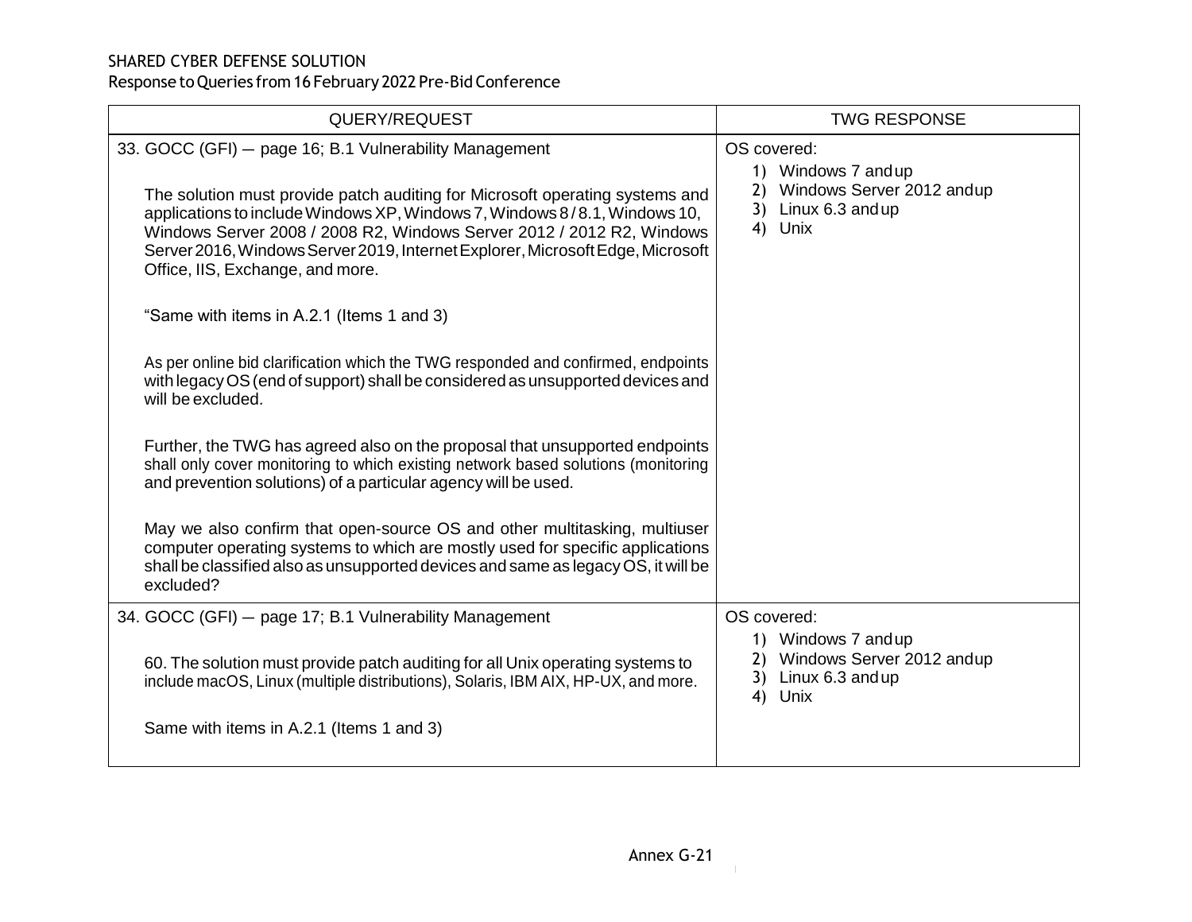SHARED CYBER DEFENSE SOLUTION

Response to Queries from 16 February 2022 Pre-Bid Conference

| QUERY/REQUEST | TWG RESPONSE |
|---|---|
| 33. GOCC (GFI) — page 16; B.1 Vulnerability Management<br><br>The solution must provide patch auditing for Microsoft operating systems and applications to include Windows XP, Windows 7, Windows 8 / 8.1, Windows 10, Windows Server 2008 / 2008 R2, Windows Server 2012 / 2012 R2, Windows Server 2016, Windows Server 2019, Internet Explorer, Microsoft Edge, Microsoft Office, IIS, Exchange, and more.<br><br>"Same with items in A.2.1 (Items 1 and 3)<br><br>As per online bid clarification which the TWG responded and confirmed, endpoints with legacy OS (end of support) shall be considered as unsupported devices and will be excluded.<br><br>Further, the TWG has agreed also on the proposal that unsupported endpoints shall only cover monitoring to which existing network based solutions (monitoring and prevention solutions) of a particular agency will be used.<br><br>May we also confirm that open-source OS and other multitasking, multiuser computer operating systems to which are mostly used for specific applications shall be classified also as unsupported devices and same as legacy OS, it will be excluded? | OS covered:<br>1) Windows 7 and up<br>2) Windows Server 2012 and up<br>3) Linux 6.3 and up<br>4) Unix |
| 34. GOCC (GFI) — page 17; B.1 Vulnerability Management<br><br>60. The solution must provide patch auditing for all Unix operating systems to include macOS, Linux (multiple distributions), Solaris, IBM AIX, HP-UX, and more.<br><br>Same with items in A.2.1 (Items 1 and 3) | OS covered:<br>1) Windows 7 and up<br>2) Windows Server 2012 and up<br>3) Linux 6.3 and up<br>4) Unix |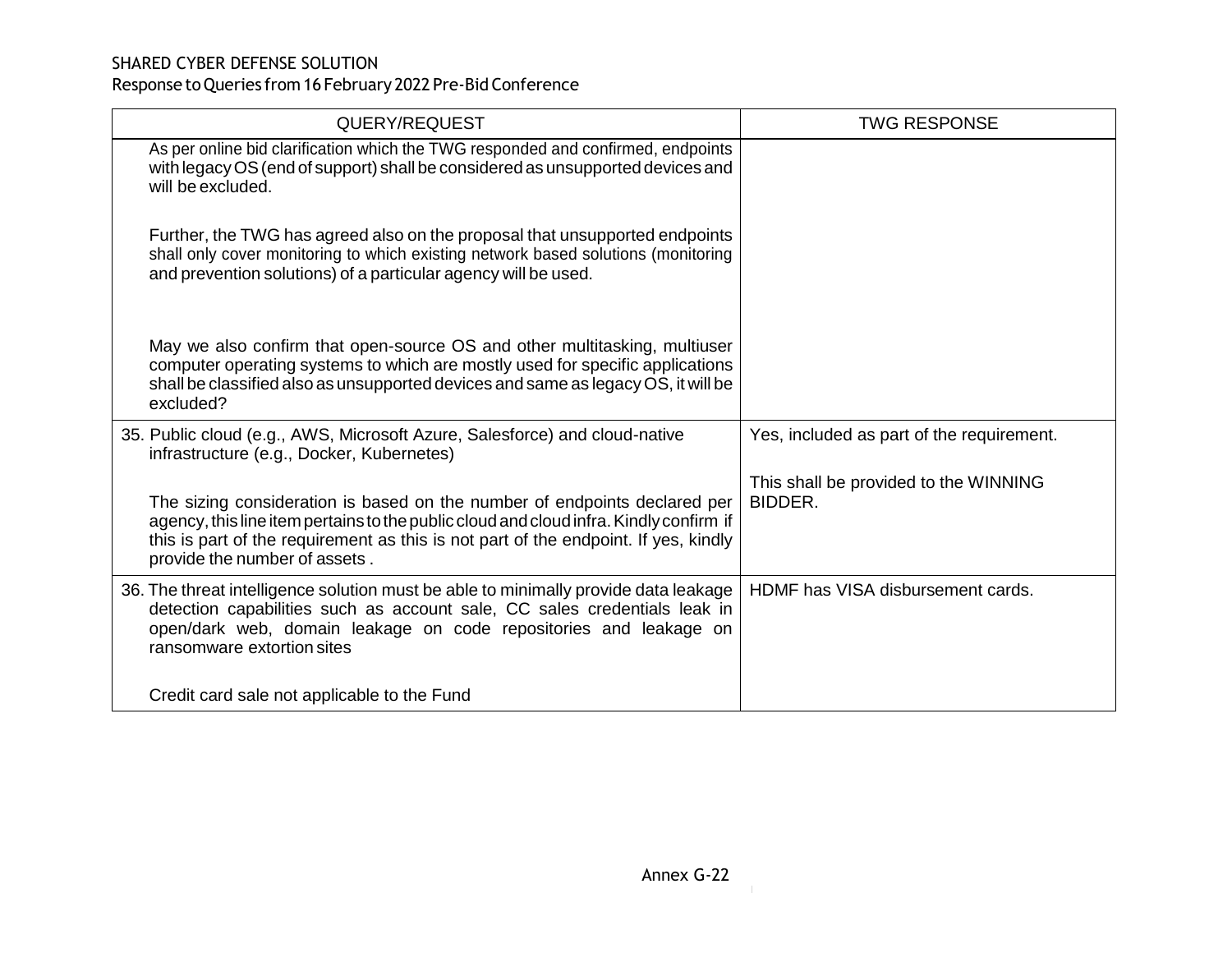SHARED CYBER DEFENSE SOLUTION
Response to Queries from 16 February 2022 Pre-Bid Conference

| QUERY/REQUEST | TWG RESPONSE |
|---|---|
| As per online bid clarification which the TWG responded and confirmed, endpoints with legacy OS (end of support) shall be considered as unsupported devices and will be excluded.<br><br>Further, the TWG has agreed also on the proposal that unsupported endpoints shall only cover monitoring to which existing network based solutions (monitoring and prevention solutions) of a particular agency will be used.<br><br>May we also confirm that open-source OS and other multitasking, multiuser computer operating systems to which are mostly used for specific applications shall be classified also as unsupported devices and same as legacy OS, it will be excluded? | |
| 35. Public cloud (e.g., AWS, Microsoft Azure, Salesforce) and cloud-native infrastructure (e.g., Docker, Kubernetes)<br><br>The sizing consideration is based on the number of endpoints declared per agency, this line item pertains to the public cloud and cloud infra. Kindly confirm if this is part of the requirement as this is not part of the endpoint. If yes, kindly provide the number of assets . | Yes, included as part of the requirement.<br><br>This shall be provided to the WINNING BIDDER. |
| 36. The threat intelligence solution must be able to minimally provide data leakage detection capabilities such as account sale, CC sales credentials leak in open/dark web, domain leakage on code repositories and leakage on ransomware extortion sites<br><br>Credit card sale not applicable to the Fund | HDMF has VISA disbursement cards. |

Annex G-22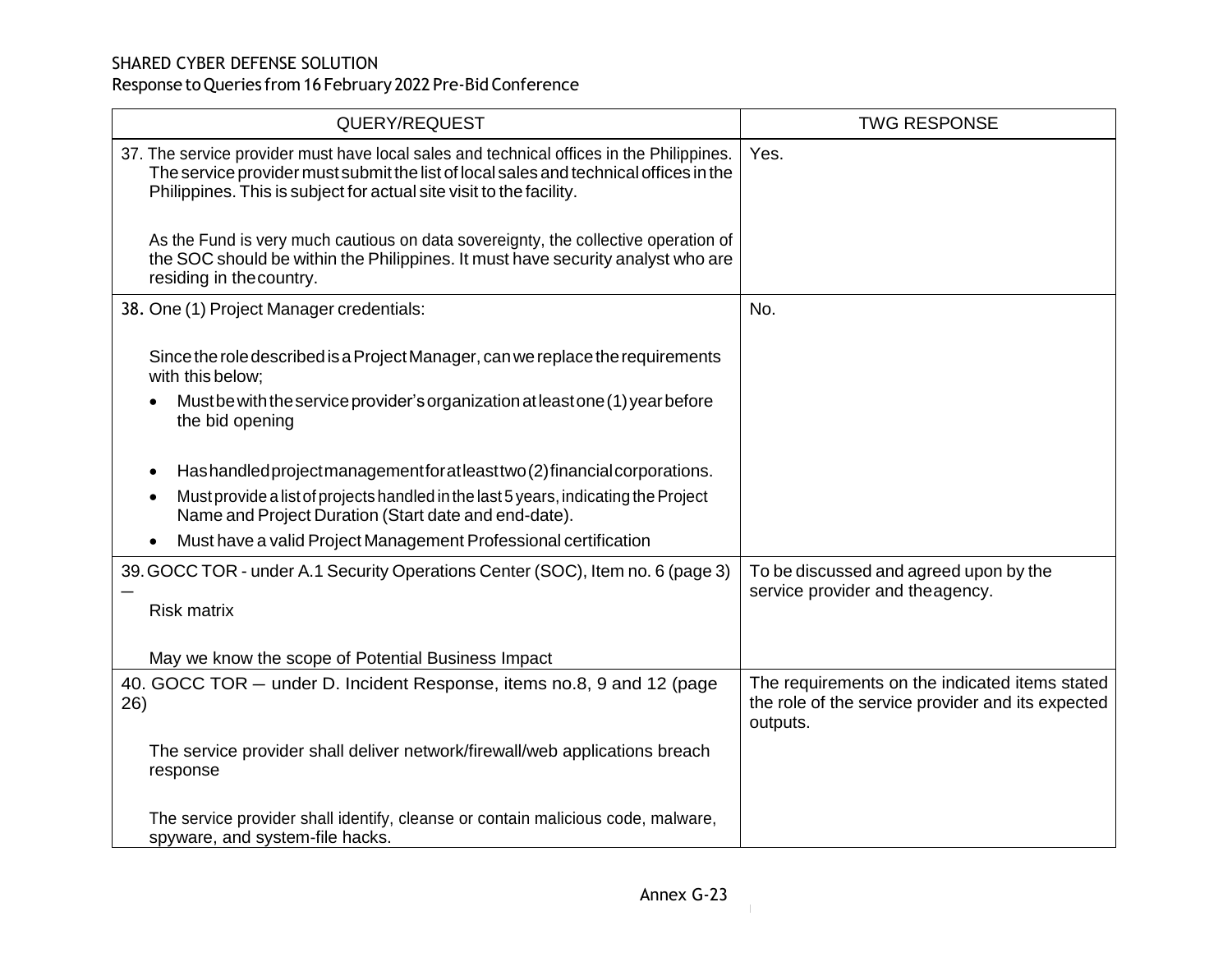SHARED CYBER DEFENSE SOLUTION
Response to Queries from 16 February 2022 Pre-Bid Conference

| QUERY/REQUEST | TWG RESPONSE |
|---|---|
| 37. The service provider must have local sales and technical offices in the Philippines. The service provider must submit the list of local sales and technical offices in the Philippines. This is subject for actual site visit to the facility.<br><br>As the Fund is very much cautious on data sovereignty, the collective operation of the SOC should be within the Philippines. It must have security analyst who are residing in the country. | Yes. |
| 38. One (1) Project Manager credentials:<br><br>Since the role described is a Project Manager, can we replace the requirements with this below;<br>• Must be with the service provider's organization at least one (1) year before the bid opening<br>• Has handled project management for at least two (2) financial corporations.<br>• Must provide a list of projects handled in the last 5 years, indicating the Project Name and Project Duration (Start date and end-date).<br>• Must have a valid Project Management Professional certification | No. |
| 39. GOCC TOR - under A.1 Security Operations Center (SOC), Item no. 6 (page 3) –<br>Risk matrix<br><br>May we know the scope of Potential Business Impact | To be discussed and agreed upon by the service provider and the agency. |
| 40. GOCC TOR – under D. Incident Response, items no.8, 9 and 12 (page 26)<br><br>The service provider shall deliver network/firewall/web applications breach response<br><br>The service provider shall identify, cleanse or contain malicious code, malware, spyware, and system-file hacks. | The requirements on the indicated items stated the role of the service provider and its expected outputs. |

Annex G-23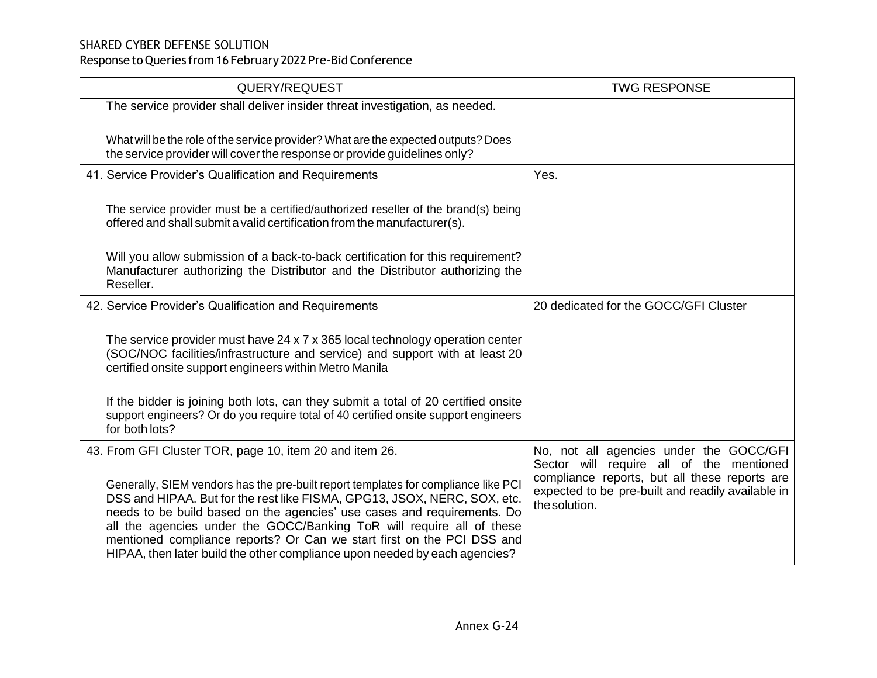SHARED CYBER DEFENSE SOLUTION
Response to Queries from 16 February 2022 Pre-Bid Conference

| QUERY/REQUEST | TWG RESPONSE |
|---|---|
| The service provider shall deliver insider threat investigation, as needed.<br><br>What will be the role of the service provider? What are the expected outputs? Does the service provider will cover the response or provide guidelines only? | |
| 41. Service Provider's Qualification and Requirements<br><br>The service provider must be a certified/authorized reseller of the brand(s) being offered and shall submit a valid certification from the manufacturer(s).<br><br>Will you allow submission of a back-to-back certification for this requirement? Manufacturer authorizing the Distributor and the Distributor authorizing the Reseller. | Yes. |
| 42. Service Provider's Qualification and Requirements<br><br>The service provider must have 24 x 7 x 365 local technology operation center (SOC/NOC facilities/infrastructure and service) and support with at least 20 certified onsite support engineers within Metro Manila<br><br>If the bidder is joining both lots, can they submit a total of 20 certified onsite support engineers? Or do you require total of 40 certified onsite support engineers for both lots? | 20 dedicated for the GOCC/GFI Cluster |
| 43. From GFI Cluster TOR, page 10, item 20 and item 26.<br><br>Generally, SIEM vendors has the pre-built report templates for compliance like PCI DSS and HIPAA. But for the rest like FISMA, GPG13, JSOX, NERC, SOX, etc. needs to be build based on the agencies' use cases and requirements. Do all the agencies under the GOCC/Banking ToR will require all of these mentioned compliance reports? Or Can we start first on the PCI DSS and HIPAA, then later build the other compliance upon needed by each agencies? | No, not all agencies under the GOCC/GFI Sector will require all of the mentioned compliance reports, but all these reports are expected to be pre-built and readily available in the solution. |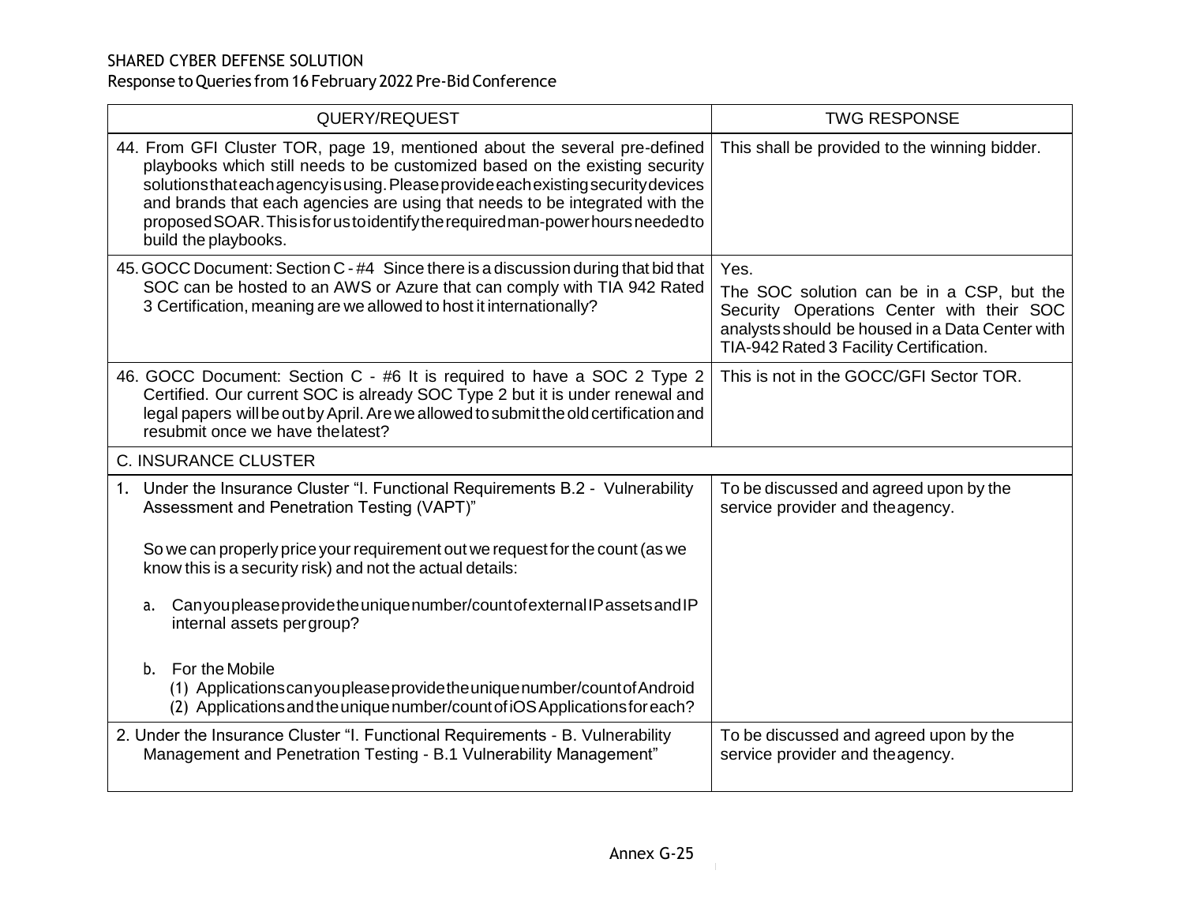SHARED CYBER DEFENSE SOLUTION
Response to Queries from 16 February 2022 Pre-Bid Conference

| QUERY/REQUEST | TWG RESPONSE |
|---|---|
| 44. From GFI Cluster TOR, page 19, mentioned about the several pre-defined playbooks which still needs to be customized based on the existing security solutions that each agency is using. Please provide each existing security devices and brands that each agencies are using that needs to be integrated with the proposed SOAR. This is for us to identify the required man-power hours needed to build the playbooks. | This shall be provided to the winning bidder. |
| 45. GOCC Document: Section C - #4 Since there is a discussion during that bid that SOC can be hosted to an AWS or Azure that can comply with TIA 942 Rated 3 Certification, meaning are we allowed to host it internationally? | Yes.<br>The SOC solution can be in a CSP, but the Security Operations Center with their SOC analysts should be housed in a Data Center with TIA-942 Rated 3 Facility Certification. |
| 46. GOCC Document: Section C - #6 It is required to have a SOC 2 Type 2 Certified. Our current SOC is already SOC Type 2 but it is under renewal and legal papers will be out by April. Are we allowed to submit the old certification and resubmit once we have the latest? | This is not in the GOCC/GFI Sector TOR. |
| C. INSURANCE CLUSTER | |
| 1. Under the Insurance Cluster "I. Functional Requirements B.2 - Vulnerability Assessment and Penetration Testing (VAPT)"<br><br>So we can properly price your requirement out we request for the count (as we know this is a security risk) and not the actual details:<br><br>a. Can you please provide the unique number/count of external IP assets and IP internal assets per group?<br><br>b. For the Mobile<br>(1) Applications can you please provide the unique number/count of Android<br>(2) Applications and the unique number/count of iOS Applications for each? | To be discussed and agreed upon by the service provider and the agency. |
| 2. Under the Insurance Cluster "I. Functional Requirements - B. Vulnerability Management and Penetration Testing - B.1 Vulnerability Management" | To be discussed and agreed upon by the service provider and the agency. |

Annex G-25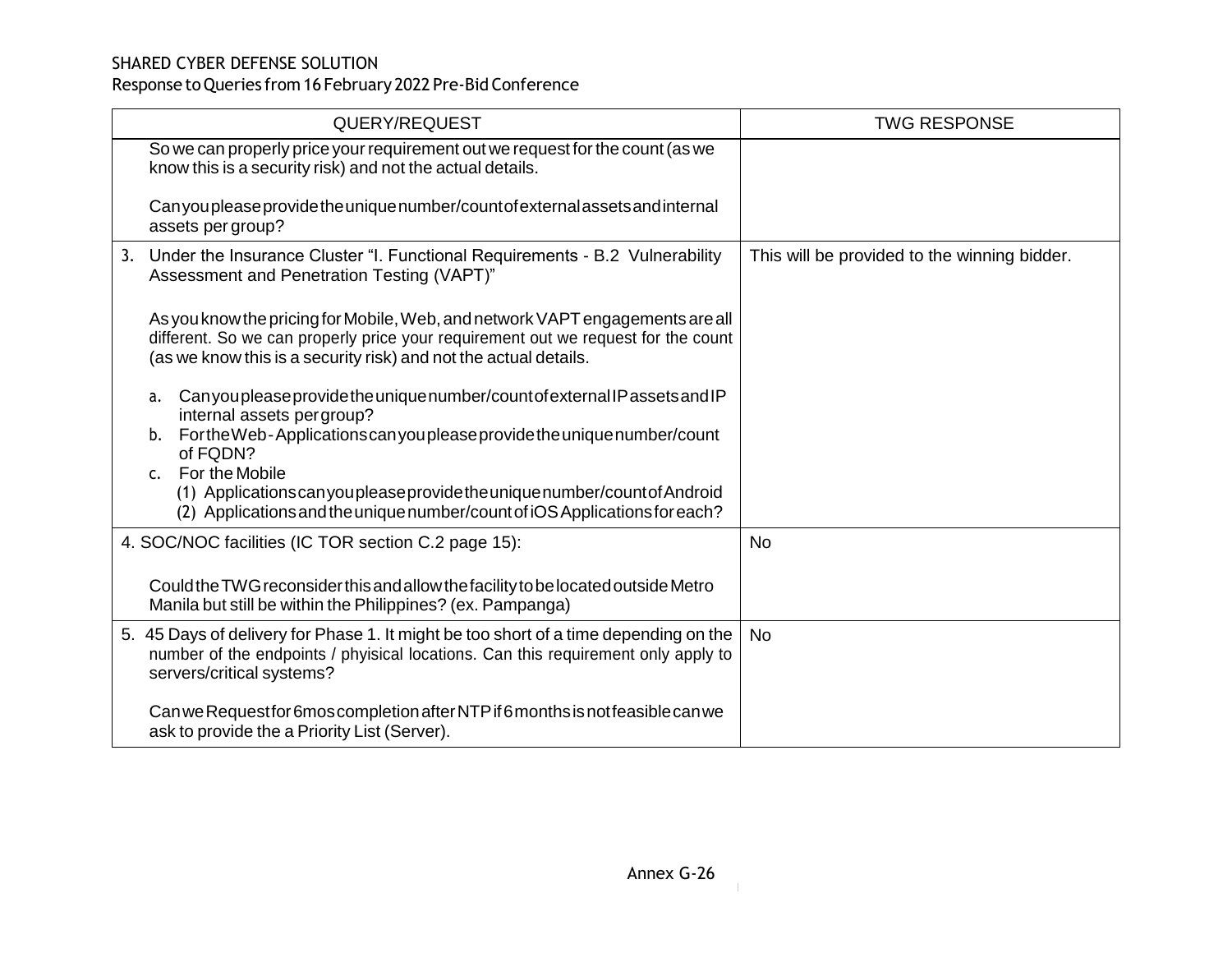SHARED CYBER DEFENSE SOLUTION
Response to Queries from 16 February 2022 Pre-Bid Conference

| QUERY/REQUEST | TWG RESPONSE |
|---|---|
| So we can properly price your requirement out we request for the count (as we know this is a security risk) and not the actual details.<br><br>Can you please provide the unique number/count of external assets and internal assets per group? | |
| 3. Under the Insurance Cluster "I. Functional Requirements - B.2 Vulnerability Assessment and Penetration Testing (VAPT)"<br><br>As you know the pricing for Mobile, Web, and network VAPT engagements are all different. So we can properly price your requirement out we request for the count (as we know this is a security risk) and not the actual details.<br><br>a. Can you please provide the unique number/count of external IP assets and IP internal assets per group?<br>b. For the Web-Applications can you please provide the unique number/count of FQDN?<br>c. For the Mobile<br>(1) Applications can you please provide the unique number/count of Android<br>(2) Applications and the unique number/count of iOS Applications for each? | This will be provided to the winning bidder. |
| 4. SOC/NOC facilities (IC TOR section C.2 page 15):<br><br>Could the TWG reconsider this and allow the facility to be located outside Metro Manila but still be within the Philippines? (ex. Pampanga) | No |
| 5. 45 Days of delivery for Phase 1. It might be too short of a time depending on the number of the endpoints / phyisical locations. Can this requirement only apply to servers/critical systems?<br><br>Can we Request for 6mos completion after NTP if 6 months is not feasible can we ask to provide the a Priority List (Server). | No |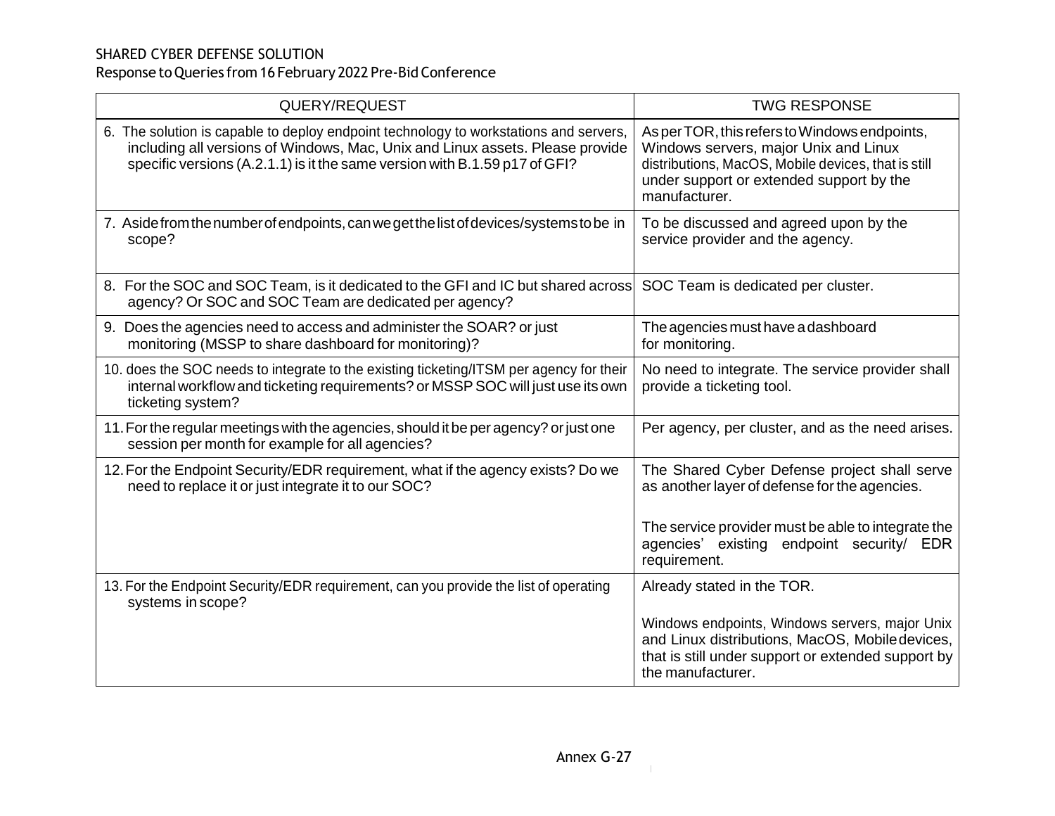SHARED CYBER DEFENSE SOLUTION

Response to Queries from 16 February 2022 Pre-Bid Conference

| QUERY/REQUEST | TWG RESPONSE |
|---|---|
| 6. The solution is capable to deploy endpoint technology to workstations and servers, including all versions of Windows, Mac, Unix and Linux assets. Please provide specific versions (A.2.1.1) is it the same version with B.1.59 p17 of GFI? | As per TOR, this refers to Windows endpoints, Windows servers, major Unix and Linux distributions, MacOS, Mobile devices, that is still under support or extended support by the manufacturer. |
| 7. Aside from the number of endpoints, can we get the list of devices/systems to be in scope? | To be discussed and agreed upon by the service provider and the agency. |
| 8. For the SOC and SOC Team, is it dedicated to the GFI and IC but shared across agency? Or SOC and SOC Team are dedicated per agency? | SOC Team is dedicated per cluster. |
| 9. Does the agencies need to access and administer the SOAR? or just monitoring (MSSP to share dashboard for monitoring)? | The agencies must have a dashboard for monitoring. |
| 10. does the SOC needs to integrate to the existing ticketing/ITSM per agency for their internal workflow and ticketing requirements? or MSSP SOC will just use its own ticketing system? | No need to integrate. The service provider shall provide a ticketing tool. |
| 11. For the regular meetings with the agencies, should it be per agency? or just one session per month for example for all agencies? | Per agency, per cluster, and as the need arises. |
| 12. For the Endpoint Security/EDR requirement, what if the agency exists? Do we need to replace it or just integrate it to our SOC? | The Shared Cyber Defense project shall serve as another layer of defense for the agencies.<br><br>The service provider must be able to integrate the agencies' existing endpoint security/ EDR requirement. |
| 13. For the Endpoint Security/EDR requirement, can you provide the list of operating systems in scope? | Already stated in the TOR.<br><br>Windows endpoints, Windows servers, major Unix and Linux distributions, MacOS, Mobile devices, that is still under support or extended support by the manufacturer. |

Annex G-27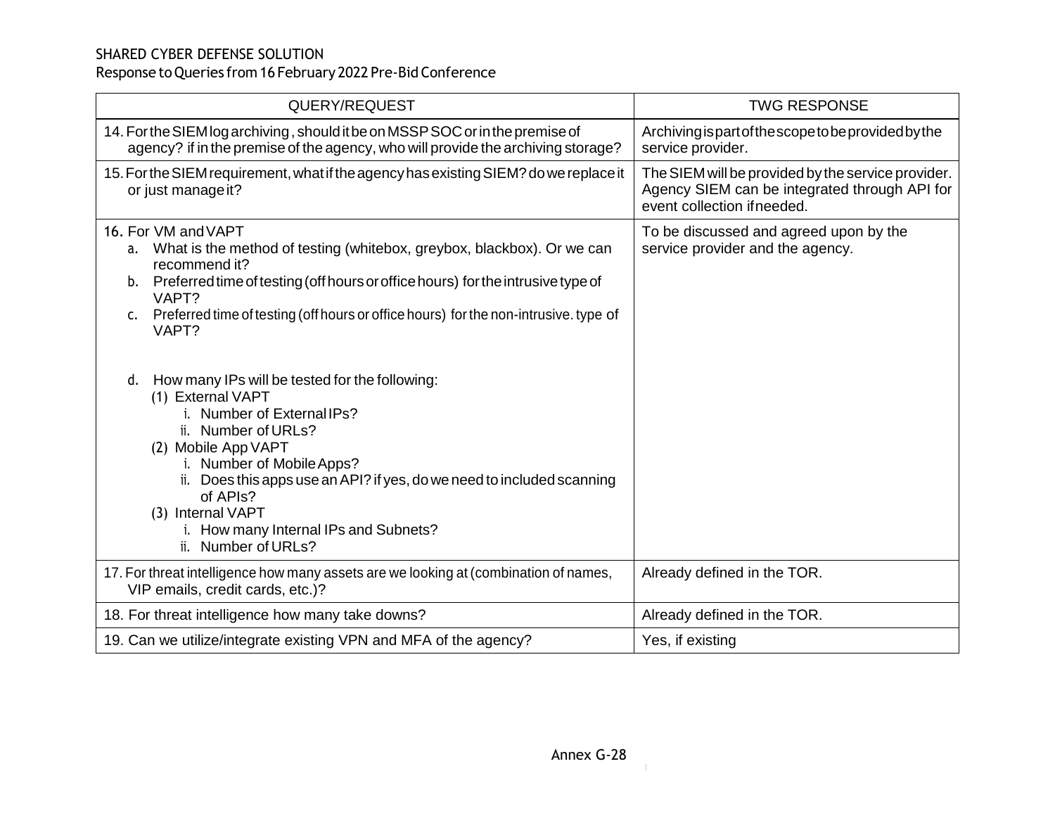SHARED CYBER DEFENSE SOLUTION

Response to Queries from 16 February 2022 Pre-Bid Conference

| QUERY/REQUEST | TWG RESPONSE |
|---|---|
| 14. For the SIEM log archiving , should it be on MSSP SOC or in the premise of agency? if in the premise of the agency, who will provide the archiving storage? | Archiving is part of the scope to be provided by the service provider. |
| 15. For the SIEM requirement, what if the agency has existing SIEM? do we replace it or just manage it? | The SIEM will be provided by the service provider. Agency SIEM can be integrated through API for event collection if needed. |
| 16. For VM and VAPT<br>a. What is the method of testing (whitebox, greybox, blackbox). Or we can recommend it?<br>b. Preferred time of testing (off hours or office hours) for the intrusive type of VAPT?<br>c. Preferred time of testing (off hours or office hours) for the non-intrusive. type of VAPT?<br><br>d. How many IPs will be tested for the following:<br>(1) External VAPT<br>i. Number of External IPs?<br>ii. Number of URLs?<br>(2) Mobile App VAPT<br>i. Number of Mobile Apps?<br>ii. Does this apps use an API? if yes, do we need to included scanning of APIs?<br>(3) Internal VAPT<br>i. How many Internal IPs and Subnets?<br>ii. Number of URLs? | To be discussed and agreed upon by the service provider and the agency. |
| 17. For threat intelligence how many assets are we looking at (combination of names, VIP emails, credit cards, etc.)? | Already defined in the TOR. |
| 18. For threat intelligence how many take downs? | Already defined in the TOR. |
| 19. Can we utilize/integrate existing VPN and MFA of the agency? | Yes, if existing |

Annex G-28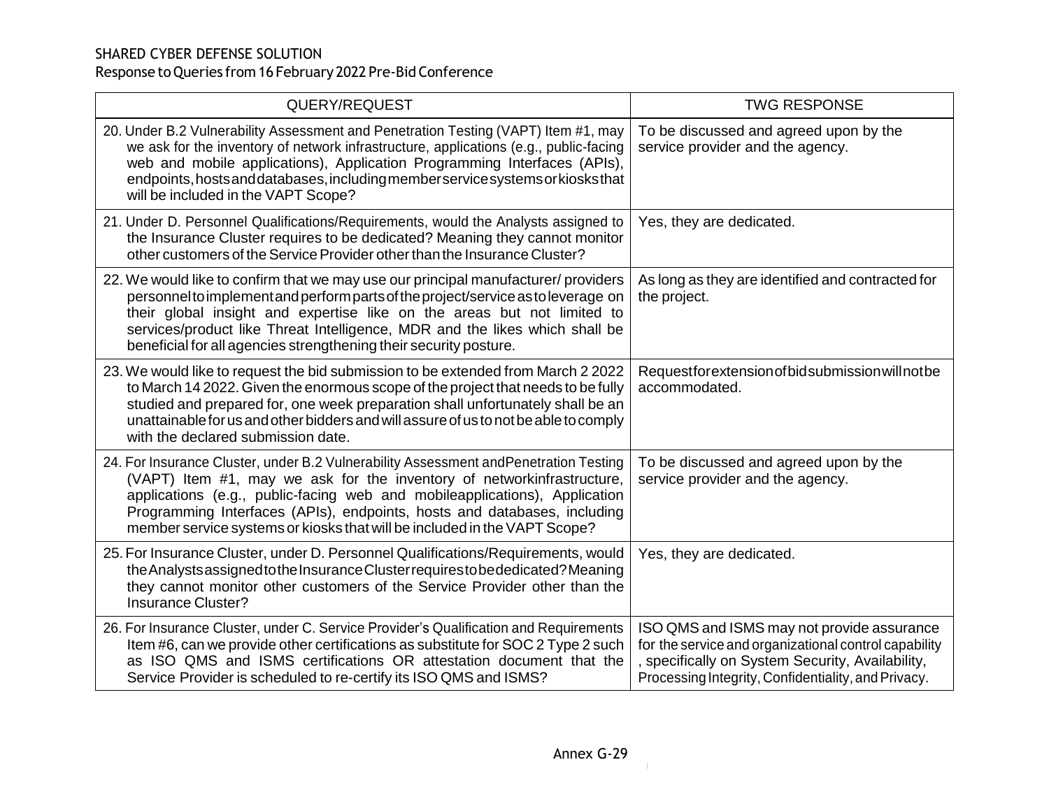| QUERY/REQUEST | TWG RESPONSE |
|---|---|
| 20. Under B.2 Vulnerability Assessment and Penetration Testing (VAPT) Item #1, may we ask for the inventory of network infrastructure, applications (e.g., public-facing web and mobile applications), Application Programming Interfaces (APIs), endpoints, hosts and databases, including member service systems or kiosks that will be included in the VAPT Scope? | To be discussed and agreed upon by the service provider and the agency. |
| 21. Under D. Personnel Qualifications/Requirements, would the Analysts assigned to the Insurance Cluster requires to be dedicated? Meaning they cannot monitor other customers of the Service Provider other than the Insurance Cluster? | Yes, they are dedicated. |
| 22. We would like to confirm that we may use our principal manufacturer/ providers personnel to implement and perform parts of the project/service as to leverage on their global insight and expertise like on the areas but not limited to services/product like Threat Intelligence, MDR and the likes which shall be beneficial for all agencies strengthening their security posture. | As long as they are identified and contracted for the project. |
| 23. We would like to request the bid submission to be extended from March 2 2022 to March 14 2022. Given the enormous scope of the project that needs to be fully studied and prepared for, one week preparation shall unfortunately shall be an unattainable for us and other bidders and will assure of us to not be able to comply with the declared submission date. | Request for extension of bid submission will not be accommodated. |
| 24. For Insurance Cluster, under B.2 Vulnerability Assessment andPenetration Testing (VAPT) Item #1, may we ask for the inventory of networkinfrastructure, applications (e.g., public-facing web and mobileapplications), Application Programming Interfaces (APIs), endpoints, hosts and databases, including member service systems or kiosks that will be included in the VAPT Scope? | To be discussed and agreed upon by the service provider and the agency. |
| 25. For Insurance Cluster, under D. Personnel Qualifications/Requirements, would the Analysts assigned to the Insurance Cluster requires to be dedicated? Meaning they cannot monitor other customers of the Service Provider other than the Insurance Cluster? | Yes, they are dedicated. |
| 26. For Insurance Cluster, under C. Service Provider's Qualification and Requirements Item #6, can we provide other certifications as substitute for SOC 2 Type 2 such as ISO QMS and ISMS certifications OR attestation document that the Service Provider is scheduled to re-certify its ISO QMS and ISMS? | ISO QMS and ISMS may not provide assurance for the service and organizational control capability , specifically on System Security, Availability, Processing Integrity, Confidentiality, and Privacy. |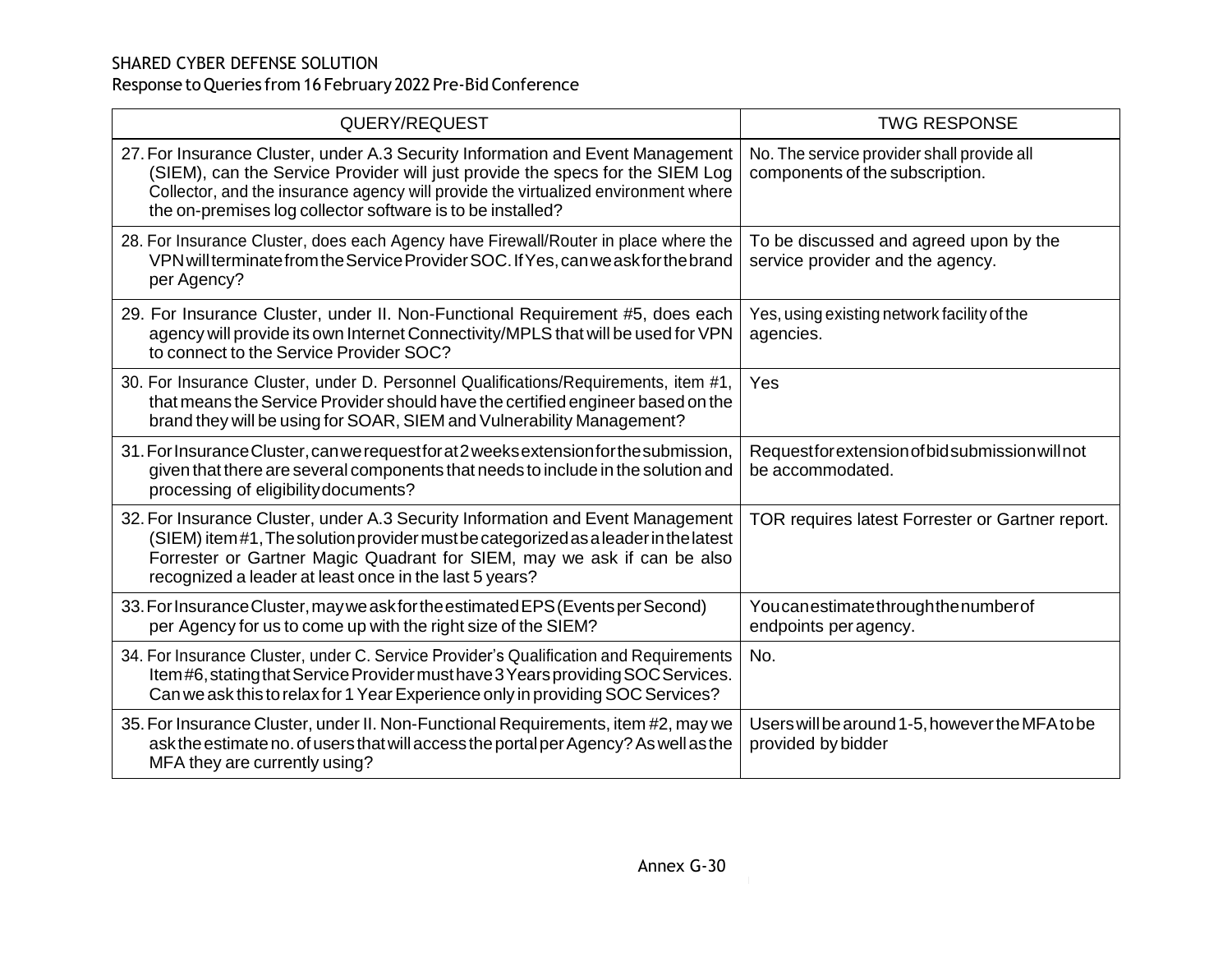SHARED CYBER DEFENSE SOLUTION
Response to Queries from 16 February 2022 Pre-Bid Conference

| QUERY/REQUEST | TWG RESPONSE |
|---|---|
| 27. For Insurance Cluster, under A.3 Security Information and Event Management (SIEM), can the Service Provider will just provide the specs for the SIEM Log Collector, and the insurance agency will provide the virtualized environment where the on-premises log collector software is to be installed? | No. The service provider shall provide all components of the subscription. |
| 28. For Insurance Cluster, does each Agency have Firewall/Router in place where the VPN will terminate from the Service Provider SOC. If Yes, can we ask for the brand per Agency? | To be discussed and agreed upon by the service provider and the agency. |
| 29. For Insurance Cluster, under II. Non-Functional Requirement #5, does each agency will provide its own Internet Connectivity/MPLS that will be used for VPN to connect to the Service Provider SOC? | Yes, using existing network facility of the agencies. |
| 30. For Insurance Cluster, under D. Personnel Qualifications/Requirements, item #1, that means the Service Provider should have the certified engineer based on the brand they will be using for SOAR, SIEM and Vulnerability Management? | Yes |
| 31. For Insurance Cluster, can we request for at 2 weeks extension for the submission, given that there are several components that needs to include in the solution and processing of eligibility documents? | Request for extension of bid submission will not be accommodated. |
| 32. For Insurance Cluster, under A.3 Security Information and Event Management (SIEM) item #1, The solution provider must be categorized as a leader in the latest Forrester or Gartner Magic Quadrant for SIEM, may we ask if can be also recognized a leader at least once in the last 5 years? | TOR requires latest Forrester or Gartner report. |
| 33. For Insurance Cluster, may we ask for the estimated EPS (Events per Second) per Agency for us to come up with the right size of the SIEM? | You can estimate through the number of endpoints per agency. |
| 34. For Insurance Cluster, under C. Service Provider's Qualification and Requirements Item #6, stating that Service Provider must have 3 Years providing SOC Services. Can we ask this to relax for 1 Year Experience only in providing SOC Services? | No. |
| 35. For Insurance Cluster, under II. Non-Functional Requirements, item #2, may we ask the estimate no. of users that will access the portal per Agency? As well as the MFA they are currently using? | Users will be around 1-5, however the MFA to be provided by bidder |

Annex G-30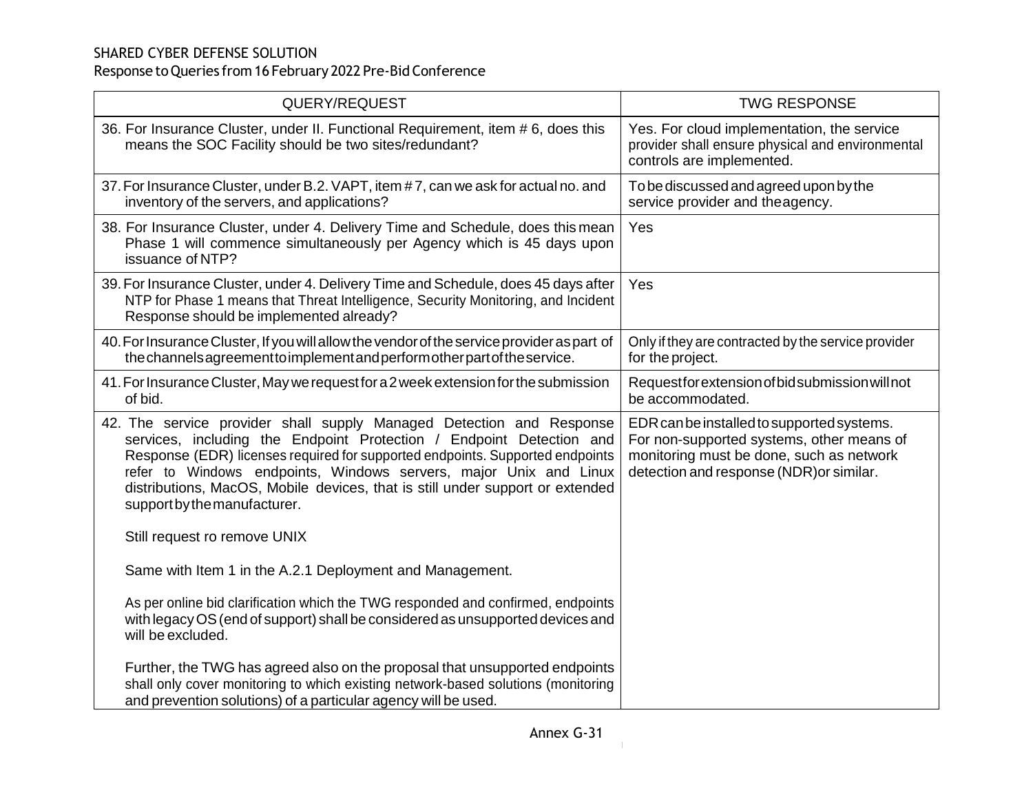SHARED CYBER DEFENSE SOLUTION
Response to Queries from 16 February 2022 Pre-Bid Conference

| QUERY/REQUEST | TWG RESPONSE |
|---|---|
| 36. For Insurance Cluster, under II. Functional Requirement, item # 6, does this means the SOC Facility should be two sites/redundant? | Yes. For cloud implementation, the service provider shall ensure physical and environmental controls are implemented. |
| 37. For Insurance Cluster, under B.2. VAPT, item # 7, can we ask for actual no. and inventory of the servers, and applications? | To be discussed and agreed upon by the service provider and the agency. |
| 38. For Insurance Cluster, under 4. Delivery Time and Schedule, does this mean Phase 1 will commence simultaneously per Agency which is 45 days upon issuance of NTP? | Yes |
| 39. For Insurance Cluster, under 4. Delivery Time and Schedule, does 45 days after NTP for Phase 1 means that Threat Intelligence, Security Monitoring, and Incident Response should be implemented already? | Yes |
| 40. For Insurance Cluster, If you will allow the vendor of the service provider as part of the channels agreement to implement and perform other part of the service. | Only if they are contracted by the service provider for the project. |
| 41. For Insurance Cluster, May we request for a 2 week extension for the submission of bid. | Request for extension of bid submission will not be accommodated. |
| 42. The service provider shall supply Managed Detection and Response services, including the Endpoint Protection / Endpoint Detection and Response (EDR) licenses required for supported endpoints. Supported endpoints refer to Windows endpoints, Windows servers, major Unix and Linux distributions, MacOS, Mobile devices, that is still under support or extended support by the manufacturer.<br><br>Still request ro remove UNIX<br><br>Same with Item 1 in the A.2.1 Deployment and Management.<br><br>As per online bid clarification which the TWG responded and confirmed, endpoints with legacy OS (end of support) shall be considered as unsupported devices and will be excluded.<br><br>Further, the TWG has agreed also on the proposal that unsupported endpoints shall only cover monitoring to which existing network-based solutions (monitoring and prevention solutions) of a particular agency will be used. | EDR can be installed to supported systems. For non-supported systems, other means of monitoring must be done, such as network detection and response (NDR)or similar. |

Annex G-31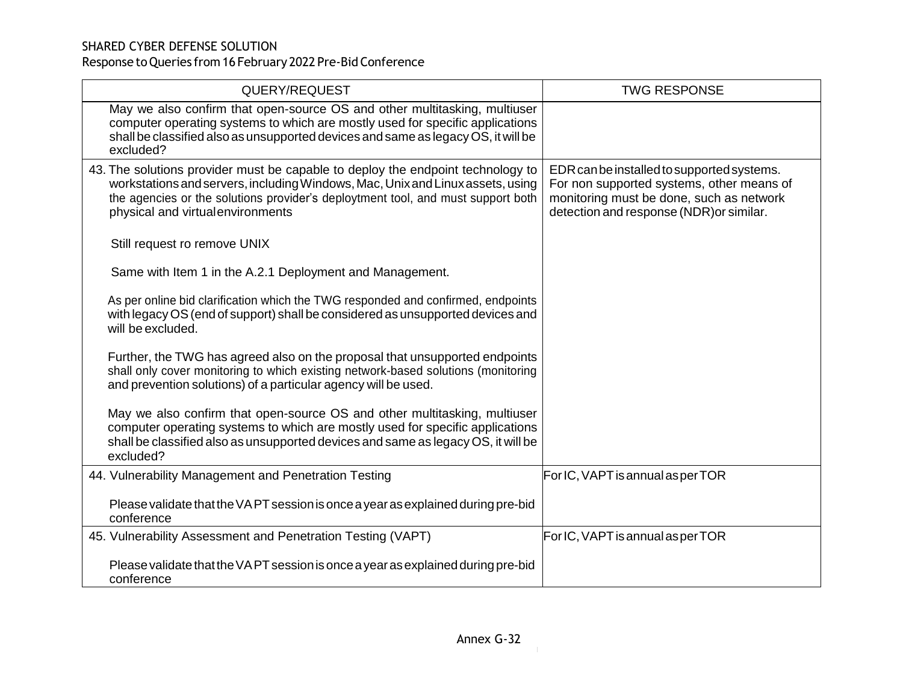SHARED CYBER DEFENSE SOLUTION
Response to Queries from 16 February 2022 Pre-Bid Conference

| QUERY/REQUEST | TWG RESPONSE |
|---|---|
| May we also confirm that open-source OS and other multitasking, multiuser computer operating systems to which are mostly used for specific applications shall be classified also as unsupported devices and same as legacy OS, it will be excluded? | |
| 43. The solutions provider must be capable to deploy the endpoint technology to workstations and servers, including Windows, Mac, Unix and Linux assets, using the agencies or the solutions provider's deploytment tool, and must support both physical and virtual environments<br><br>Still request ro remove UNIX<br><br>Same with Item 1 in the A.2.1 Deployment and Management.<br><br>As per online bid clarification which the TWG responded and confirmed, endpoints with legacy OS (end of support) shall be considered as unsupported devices and will be excluded.<br><br>Further, the TWG has agreed also on the proposal that unsupported endpoints shall only cover monitoring to which existing network-based solutions (monitoring and prevention solutions) of a particular agency will be used.<br><br>May we also confirm that open-source OS and other multitasking, multiuser computer operating systems to which are mostly used for specific applications shall be classified also as unsupported devices and same as legacy OS, it will be excluded? | EDR can be installed to supported systems. For non supported systems, other means of monitoring must be done, such as network detection and response (NDR)or similar. |
| 44. Vulnerability Management and Penetration Testing<br><br>Please validate that the VAPT session is once a year as explained during pre-bid conference | For IC, VAPT is annual as per TOR |
| 45. Vulnerability Assessment and Penetration Testing (VAPT)<br><br>Please validate that the VAPT session is once a year as explained during pre-bid conference | For IC, VAPT is annual as per TOR |

Annex G-32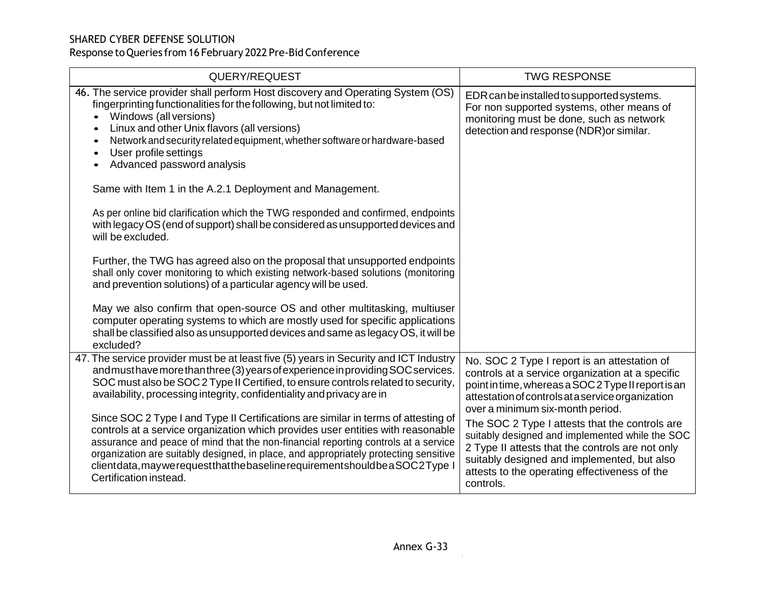| QUERY/REQUEST | TWG RESPONSE |
|---|---|
| 46. The service provider shall perform Host discovery and Operating System (OS) fingerprinting functionalities for the following, but not limited to:<br>• Windows (all versions)<br>• Linux and other Unix flavors (all versions)<br>• Network and security related equipment, whether software or hardware-based<br>• User profile settings<br>• Advanced password analysis<br><br>Same with Item 1 in the A.2.1 Deployment and Management.<br><br>As per online bid clarification which the TWG responded and confirmed, endpoints with legacy OS (end of support) shall be considered as unsupported devices and will be excluded.<br><br>Further, the TWG has agreed also on the proposal that unsupported endpoints shall only cover monitoring to which existing network-based solutions (monitoring and prevention solutions) of a particular agency will be used.<br><br>May we also confirm that open-source OS and other multitasking, multiuser computer operating systems to which are mostly used for specific applications shall be classified also as unsupported devices and same as legacy OS, it will be excluded? | EDR can be installed to supported systems. For non supported systems, other means of monitoring must be done, such as network detection and response (NDR)or similar. |
| 47. The service provider must be at least five (5) years in Security and ICT Industry and must have more than three (3) years of experience in providing SOC services. SOC must also be SOC 2 Type II Certified, to ensure controls related to security, availability, processing integrity, confidentiality and privacy are in<br><br>Since SOC 2 Type I and Type II Certifications are similar in terms of attesting of controls at a service organization which provides user entities with reasonable assurance and peace of mind that the non-financial reporting controls at a service organization are suitably designed, in place, and appropriately protecting sensitive client data, may we request that the baseline requirement should be a SOC 2 Type I Certification instead. | No. SOC 2 Type I report is an attestation of controls at a service organization at a specific point in time, whereas a SOC 2 Type II report is an attestation of controls at a service organization over a minimum six-month period.<br><br>The SOC 2 Type I attests that the controls are suitably designed and implemented while the SOC 2 Type II attests that the controls are not only suitably designed and implemented, but also attests to the operating effectiveness of the controls. |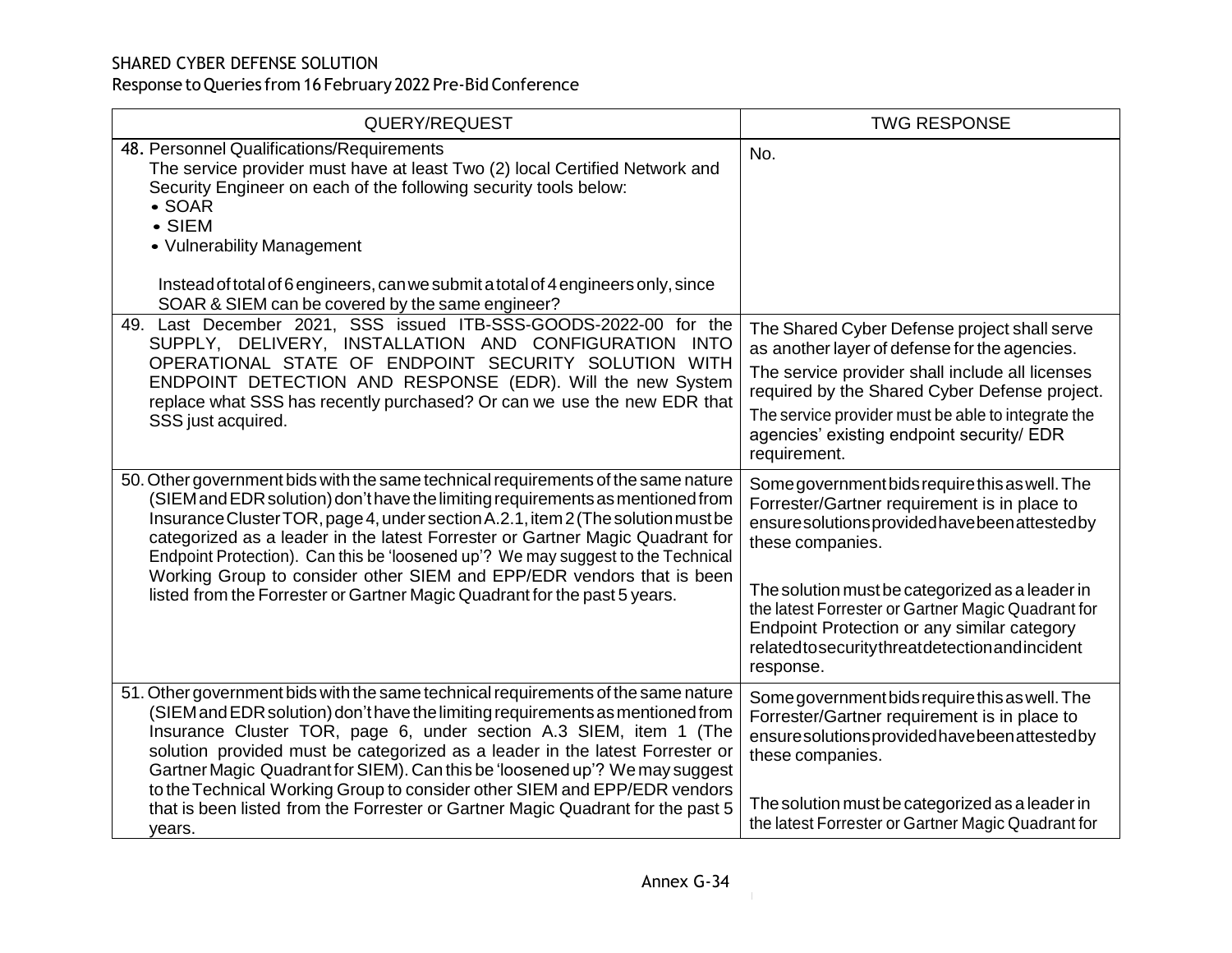SHARED CYBER DEFENSE SOLUTION
Response to Queries from 16 February 2022 Pre-Bid Conference

| QUERY/REQUEST | TWG RESPONSE |
|---|---|
| 48. Personnel Qualifications/Requirements<br>The service provider must have at least Two (2) local Certified Network and Security Engineer on each of the following security tools below:<br>• SOAR<br>• SIEM<br>• Vulnerability Management<br><br>Instead of total of 6 engineers, can we submit a total of 4 engineers only, since SOAR & SIEM can be covered by the same engineer? | No. |
| 49. Last December 2021, SSS issued ITB-SSS-GOODS-2022-00 for the SUPPLY, DELIVERY, INSTALLATION AND CONFIGURATION INTO OPERATIONAL STATE OF ENDPOINT SECURITY SOLUTION WITH ENDPOINT DETECTION AND RESPONSE (EDR). Will the new System replace what SSS has recently purchased? Or can we use the new EDR that SSS just acquired. | The Shared Cyber Defense project shall serve as another layer of defense for the agencies.<br>The service provider shall include all licenses required by the Shared Cyber Defense project.<br>The service provider must be able to integrate the agencies' existing endpoint security/ EDR requirement. |
| 50. Other government bids with the same technical requirements of the same nature (SIEM and EDR solution) don't have the limiting requirements as mentioned from Insurance Cluster TOR, page 4, under section A.2.1, item 2 (The solution must be categorized as a leader in the latest Forrester or Gartner Magic Quadrant for Endpoint Protection). Can this be 'loosened up'? We may suggest to the Technical Working Group to consider other SIEM and EPP/EDR vendors that is been listed from the Forrester or Gartner Magic Quadrant for the past 5 years. | Some government bids require this as well. The Forrester/Gartner requirement is in place to ensure solutions provided have been attested by these companies.<br><br>The solution must be categorized as a leader in the latest Forrester or Gartner Magic Quadrant for Endpoint Protection or any similar category related to security threat detection and incident response. |
| 51. Other government bids with the same technical requirements of the same nature (SIEM and EDR solution) don't have the limiting requirements as mentioned from Insurance Cluster TOR, page 6, under section A.3 SIEM, item 1 (The solution provided must be categorized as a leader in the latest Forrester or Gartner Magic Quadrant for SIEM). Can this be 'loosened up'? We may suggest to the Technical Working Group to consider other SIEM and EPP/EDR vendors that is been listed from the Forrester or Gartner Magic Quadrant for the past 5 years. | Some government bids require this as well. The Forrester/Gartner requirement is in place to ensure solutions provided have been attested by these companies.<br><br>The solution must be categorized as a leader in the latest Forrester or Gartner Magic Quadrant for |

Annex G-34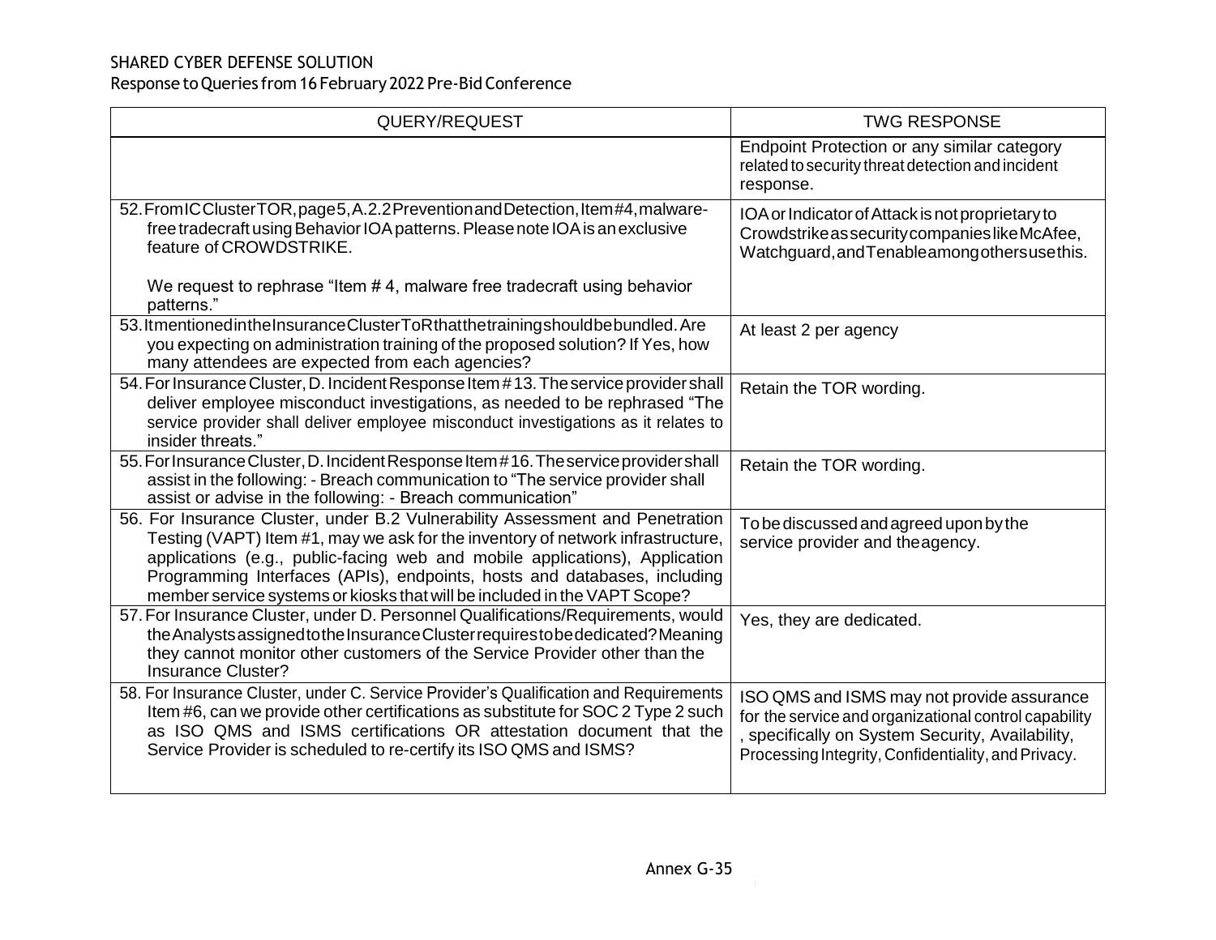SHARED CYBER DEFENSE SOLUTION
Response to Queries from 16 February 2022 Pre-Bid Conference

| QUERY/REQUEST | TWG RESPONSE |
|---|---|
| | Endpoint Protection or any similar category related to security threat detection and incident response. |
| 52. From IC Cluster TOR, page 5, A.2.2 Prevention and Detection, Item #4, malware-free tradecraft using Behavior IOA patterns. Please note IOA is an exclusive feature of CROWDSTRIKE.<br><br>We request to rephrase "Item # 4, malware free tradecraft using behavior patterns." | IOA or Indicator of Attack is not proprietary to Crowdstrike as security companies like McAfee, Watchguard, and Tenable among others use this. |
| 53. It mentioned in the Insurance Cluster ToR that the training should be bundled. Are you expecting on administration training of the proposed solution? If Yes, how many attendees are expected from each agencies? | At least 2 per agency |
| 54. For Insurance Cluster, D. Incident Response Item #13. The service provider shall deliver employee misconduct investigations, as needed to be rephrased "The service provider shall deliver employee misconduct investigations as it relates to insider threats." | Retain the TOR wording. |
| 55. For Insurance Cluster, D. Incident Response Item #16. The service provider shall assist in the following: - Breach communication to "The service provider shall assist or advise in the following: - Breach communication" | Retain the TOR wording. |
| 56. For Insurance Cluster, under B.2 Vulnerability Assessment and Penetration Testing (VAPT) Item #1, may we ask for the inventory of network infrastructure, applications (e.g., public-facing web and mobile applications), Application Programming Interfaces (APIs), endpoints, hosts and databases, including member service systems or kiosks that will be included in the VAPT Scope? | To be discussed and agreed upon by the service provider and the agency. |
| 57. For Insurance Cluster, under D. Personnel Qualifications/Requirements, would the Analysts assigned to the Insurance Cluster requires to be dedicated? Meaning they cannot monitor other customers of the Service Provider other than the Insurance Cluster? | Yes, they are dedicated. |
| 58. For Insurance Cluster, under C. Service Provider's Qualification and Requirements Item #6, can we provide other certifications as substitute for SOC 2 Type 2 such as ISO QMS and ISMS certifications OR attestation document that the Service Provider is scheduled to re-certify its ISO QMS and ISMS? | ISO QMS and ISMS may not provide assurance for the service and organizational control capability, specifically on System Security, Availability, Processing Integrity, Confidentiality, and Privacy. |

Annex G-35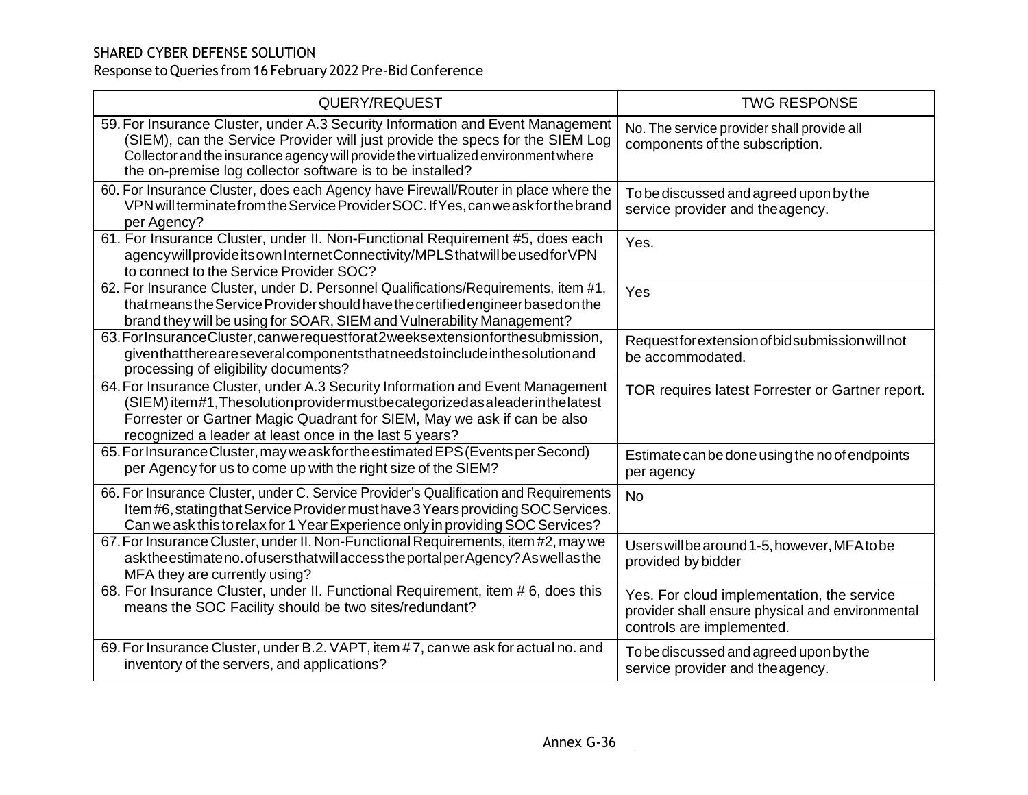SHARED CYBER DEFENSE SOLUTION

Response to Queries from 16 February 2022 Pre-Bid Conference

| QUERY/REQUEST | TWG RESPONSE |
|---|---|
| 59. For Insurance Cluster, under A.3 Security Information and Event Management (SIEM), can the Service Provider will just provide the specs for the SIEM Log Collector and the insurance agency will provide the virtualized environment where the on-premise log collector software is to be installed? | No. The service provider shall provide all components of the subscription. |
| 60. For Insurance Cluster, does each Agency have Firewall/Router in place where the VPN will terminate from the Service Provider SOC. If Yes, can we ask for the brand per Agency? | To be discussed and agreed upon by the service provider and the agency. |
| 61. For Insurance Cluster, under II. Non-Functional Requirement #5, does each agency will provide its own Internet Connectivity/MPLS that will be used for VPN to connect to the Service Provider SOC? | Yes. |
| 62. For Insurance Cluster, under D. Personnel Qualifications/Requirements, item #1, that means the Service Provider should have the certified engineer based on the brand they will be using for SOAR, SIEM and Vulnerability Management? | Yes |
| 63. For Insurance Cluster, can we request for at 2 weeks extension for the submission, given that there are several components that needs to include in the solution and processing of eligibility documents? | Request for extension of bid submission will not be accommodated. |
| 64. For Insurance Cluster, under A.3 Security Information and Event Management (SIEM) item #1, The solution provider must be categorized as a leader in the latest Forrester or Gartner Magic Quadrant for SIEM, May we ask if can be also recognized a leader at least once in the last 5 years? | TOR requires latest Forrester or Gartner report. |
| 65. For Insurance Cluster, may we ask for the estimated EPS (Events per Second) per Agency for us to come up with the right size of the SIEM? | Estimate can be done using the no of endpoints per agency |
| 66. For Insurance Cluster, under C. Service Provider's Qualification and Requirements Item #6, stating that Service Provider must have 3 Years providing SOC Services. Can we ask this to relax for 1 Year Experience only in providing SOC Services? | No |
| 67. For Insurance Cluster, under II. Non-Functional Requirements, item #2, may we ask the estimate no. of users that will access the portal per Agency? As well as the MFA they are currently using? | Users will be around 1-5, however, MFA to be provided by bidder |
| 68. For Insurance Cluster, under II. Functional Requirement, item # 6, does this means the SOC Facility should be two sites/redundant? | Yes. For cloud implementation, the service provider shall ensure physical and environmental controls are implemented. |
| 69. For Insurance Cluster, under B.2. VAPT, item # 7, can we ask for actual no. and inventory of the servers, and applications? | To be discussed and agreed upon by the service provider and the agency. |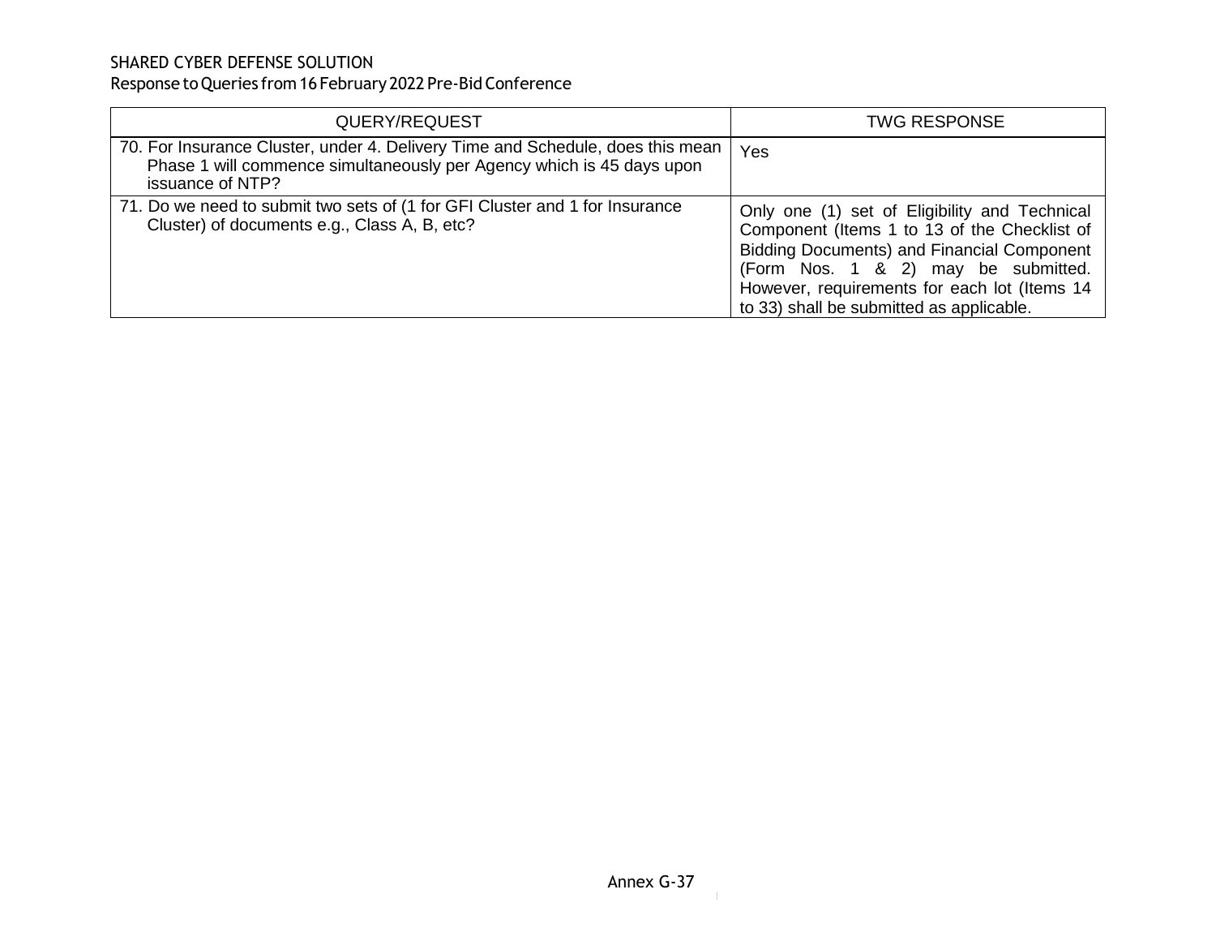SHARED CYBER DEFENSE SOLUTION
Response to Queries from 16 February 2022 Pre-Bid Conference

| QUERY/REQUEST | TWG RESPONSE |
| --- | --- |
| 70. For Insurance Cluster, under 4. Delivery Time and Schedule, does this mean Phase 1 will commence simultaneously per Agency which is 45 days upon issuance of NTP? | Yes |
| 71. Do we need to submit two sets of (1 for GFI Cluster and 1 for Insurance Cluster) of documents e.g., Class A, B, etc? | Only one (1) set of Eligibility and Technical Component (Items 1 to 13 of the Checklist of Bidding Documents) and Financial Component (Form Nos. 1 & 2) may be submitted. However, requirements for each lot (Items 14 to 33) shall be submitted as applicable. |

Annex G-37